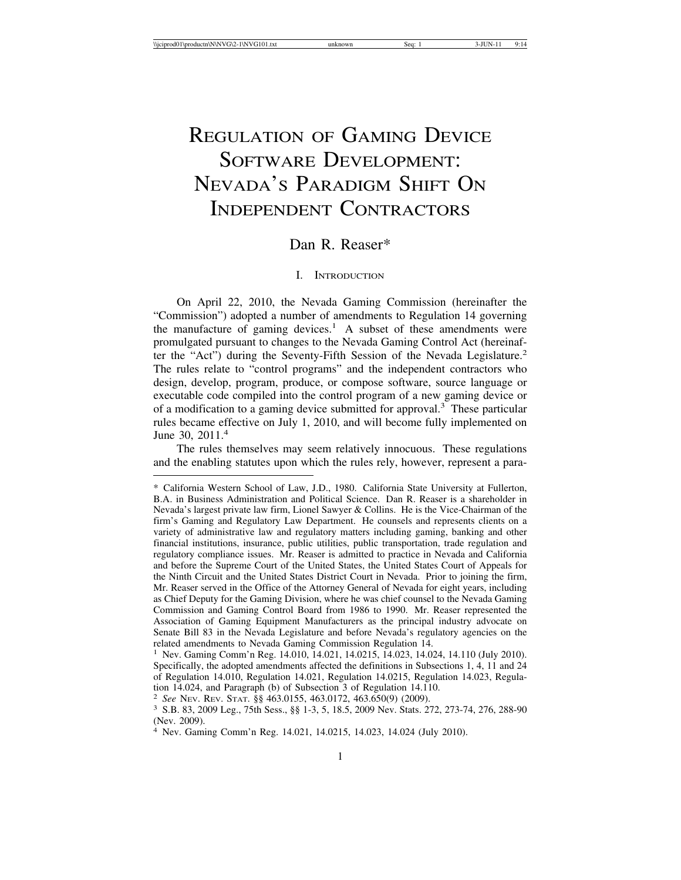# Regulation of Gaming Device Software Development: Nevada's Paradigm Shift On Independent Contractors

Dan R. Reaser*

## I. Introduction

On April 22, 2010, the Nevada Gaming Commission (hereinafter the "Commission") adopted a number of amendments to Regulation 14 governing the manufacture of gaming devices.[1] A subset of these amendments were promulgated pursuant to changes to the Nevada Gaming Control Act (hereinafter the "Act") during the Seventy-Fifth Session of the Nevada Legislature.[2] The rules relate to "control programs" and the independent contractors who design, develop, program, produce, or compose software, source language or executable code compiled into the control program of a new gaming device or of a modification to a gaming device submitted for approval.[3] These particular rules became effective on July 1, 2010, and will become fully implemented on June 30, 2011.[4]

The rules themselves may seem relatively innocuous. These regulations and the enabling statutes upon which the rules rely, however, represent a para-

---

\* California Western School of Law, J.D., 1980. California State University at Fullerton, B.A. in Business Administration and Political Science. Dan R. Reaser is a shareholder in Nevada's largest private law firm, Lionel Sawyer & Collins. He is the Vice-Chairman of the firm's Gaming and Regulatory Law Department. He counsels and represents clients on a variety of administrative law and regulatory matters including gaming, banking and other financial institutions, insurance, public utilities, public transportation, trade regulation and regulatory compliance issues. Mr. Reaser is admitted to practice in Nevada and California and before the Supreme Court of the United States, the United States Court of Appeals for the Ninth Circuit and the United States District Court in Nevada. Prior to joining the firm, Mr. Reaser served in the Office of the Attorney General of Nevada for eight years, including as Chief Deputy for the Gaming Division, where he was chief counsel to the Nevada Gaming Commission and Gaming Control Board from 1986 to 1990. Mr. Reaser represented the Association of Gaming Equipment Manufacturers as the principal industry advocate on Senate Bill 83 in the Nevada Legislature and before Nevada's regulatory agencies on the related amendments to Nevada Gaming Commission Regulation 14.

[1] Nev. Gaming Comm'n Reg. 14.010, 14.021, 14.0215, 14.023, 14.024, 14.110 (July 2010). Specifically, the adopted amendments affected the definitions in Subsections 1, 4, 11 and 24 of Regulation 14.010, Regulation 14.021, Regulation 14.0215, Regulation 14.023, Regulation 14.024, and Paragraph (b) of Subsection 3 of Regulation 14.110.

[2] *See* Nev. Rev. Stat. §§ 463.0155, 463.0172, 463.650(9) (2009).

[3] S.B. 83, 2009 Leg., 75th Sess., §§ 1-3, 5, 18.5, 2009 Nev. Stats. 272, 273-74, 276, 288-90 (Nev. 2009).

[4] Nev. Gaming Comm'n Reg. 14.021, 14.0215, 14.023, 14.024 (July 2010).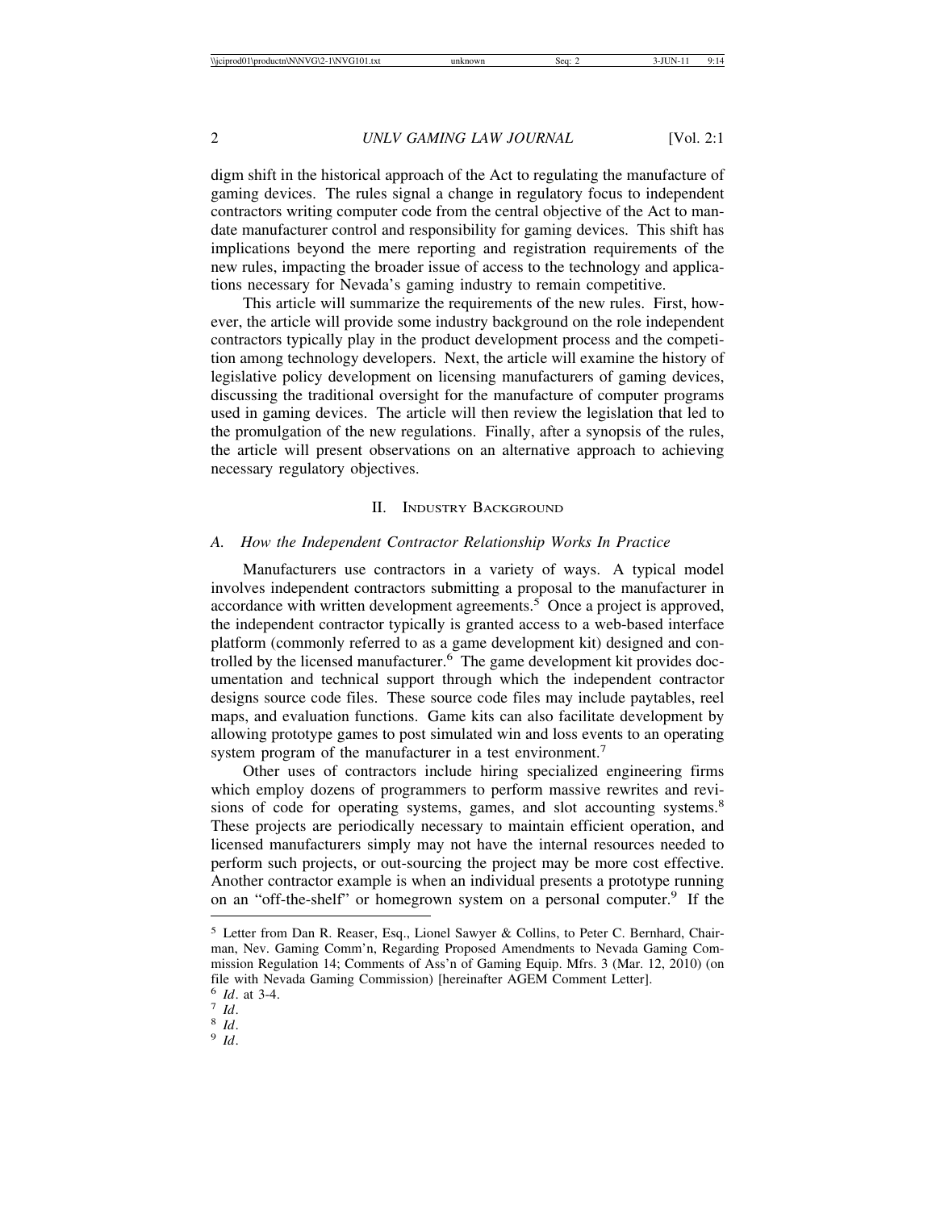digm shift in the historical approach of the Act to regulating the manufacture of gaming devices. The rules signal a change in regulatory focus to independent contractors writing computer code from the central objective of the Act to mandate manufacturer control and responsibility for gaming devices. This shift has implications beyond the mere reporting and registration requirements of the new rules, impacting the broader issue of access to the technology and applications necessary for Nevada's gaming industry to remain competitive.

This article will summarize the requirements of the new rules. First, however, the article will provide some industry background on the role independent contractors typically play in the product development process and the competition among technology developers. Next, the article will examine the history of legislative policy development on licensing manufacturers of gaming devices, discussing the traditional oversight for the manufacture of computer programs used in gaming devices. The article will then review the legislation that led to the promulgation of the new regulations. Finally, after a synopsis of the rules, the article will present observations on an alternative approach to achieving necessary regulatory objectives.

## II. Industry Background

### A. *How the Independent Contractor Relationship Works In Practice*

Manufacturers use contractors in a variety of ways. A typical model involves independent contractors submitting a proposal to the manufacturer in accordance with written development agreements.[5] Once a project is approved, the independent contractor typically is granted access to a web-based interface platform (commonly referred to as a game development kit) designed and controlled by the licensed manufacturer.[6] The game development kit provides documentation and technical support through which the independent contractor designs source code files. These source code files may include paytables, reel maps, and evaluation functions. Game kits can also facilitate development by allowing prototype games to post simulated win and loss events to an operating system program of the manufacturer in a test environment.[7]

Other uses of contractors include hiring specialized engineering firms which employ dozens of programmers to perform massive rewrites and revisions of code for operating systems, games, and slot accounting systems.[8] These projects are periodically necessary to maintain efficient operation, and licensed manufacturers simply may not have the internal resources needed to perform such projects, or out-sourcing the project may be more cost effective. Another contractor example is when an individual presents a prototype running on an "off-the-shelf" or homegrown system on a personal computer.[9] If the

---

[5] Letter from Dan R. Reaser, Esq., Lionel Sawyer & Collins, to Peter C. Bernhard, Chairman, Nev. Gaming Comm'n, Regarding Proposed Amendments to Nevada Gaming Commission Regulation 14; Comments of Ass'n of Gaming Equip. Mfrs. 3 (Mar. 12, 2010) (on file with Nevada Gaming Commission) [hereinafter AGEM Comment Letter].

[6] *Id*. at 3-4.

[7] *Id*.

[8] *Id*.

[9] *Id*.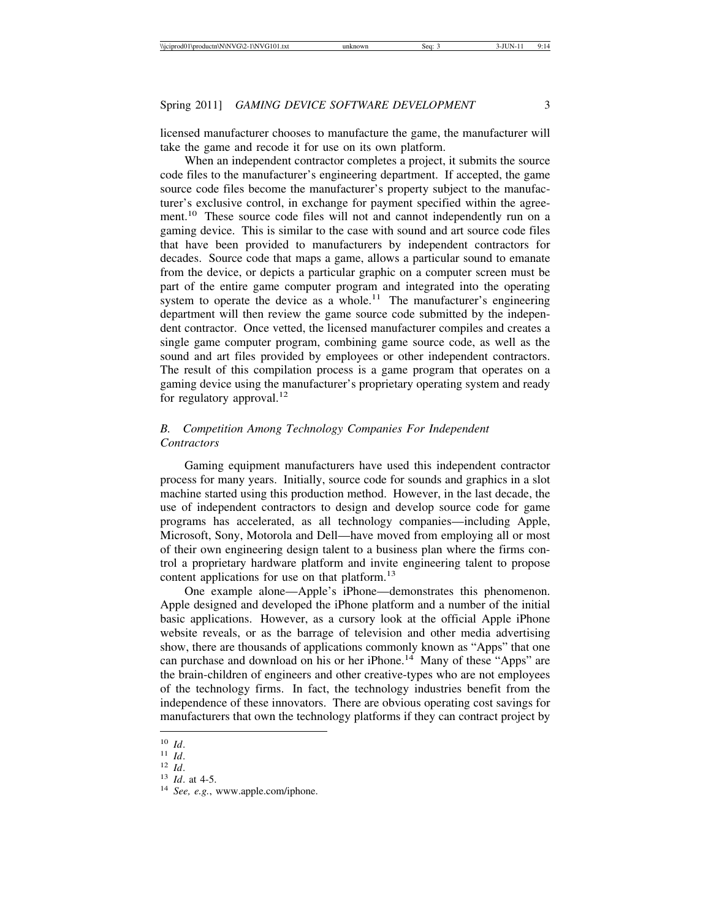licensed manufacturer chooses to manufacture the game, the manufacturer will take the game and recode it for use on its own platform.

When an independent contractor completes a project, it submits the source code files to the manufacturer's engineering department. If accepted, the game source code files become the manufacturer's property subject to the manufacturer's exclusive control, in exchange for payment specified within the agreement.[10] These source code files will not and cannot independently run on a gaming device. This is similar to the case with sound and art source code files that have been provided to manufacturers by independent contractors for decades. Source code that maps a game, allows a particular sound to emanate from the device, or depicts a particular graphic on a computer screen must be part of the entire game computer program and integrated into the operating system to operate the device as a whole.[11] The manufacturer's engineering department will then review the game source code submitted by the independent contractor. Once vetted, the licensed manufacturer compiles and creates a single game computer program, combining game source code, as well as the sound and art files provided by employees or other independent contractors. The result of this compilation process is a game program that operates on a gaming device using the manufacturer's proprietary operating system and ready for regulatory approval.[12]

### *B. Competition Among Technology Companies For Independent Contractors*

Gaming equipment manufacturers have used this independent contractor process for many years. Initially, source code for sounds and graphics in a slot machine started using this production method. However, in the last decade, the use of independent contractors to design and develop source code for game programs has accelerated, as all technology companies—including Apple, Microsoft, Sony, Motorola and Dell—have moved from employing all or most of their own engineering design talent to a business plan where the firms control a proprietary hardware platform and invite engineering talent to propose content applications for use on that platform.[13]

One example alone—Apple's iPhone—demonstrates this phenomenon. Apple designed and developed the iPhone platform and a number of the initial basic applications. However, as a cursory look at the official Apple iPhone website reveals, or as the barrage of television and other media advertising show, there are thousands of applications commonly known as "Apps" that one can purchase and download on his or her iPhone.[14] Many of these "Apps" are the brain-children of engineers and other creative-types who are not employees of the technology firms. In fact, the technology industries benefit from the independence of these innovators. There are obvious operating cost savings for manufacturers that own the technology platforms if they can contract project by

---

[10] *Id*.
[11] *Id*.
[12] *Id*.
[13] *Id*. at 4-5.
[14] *See, e.g.*, www.apple.com/iphone.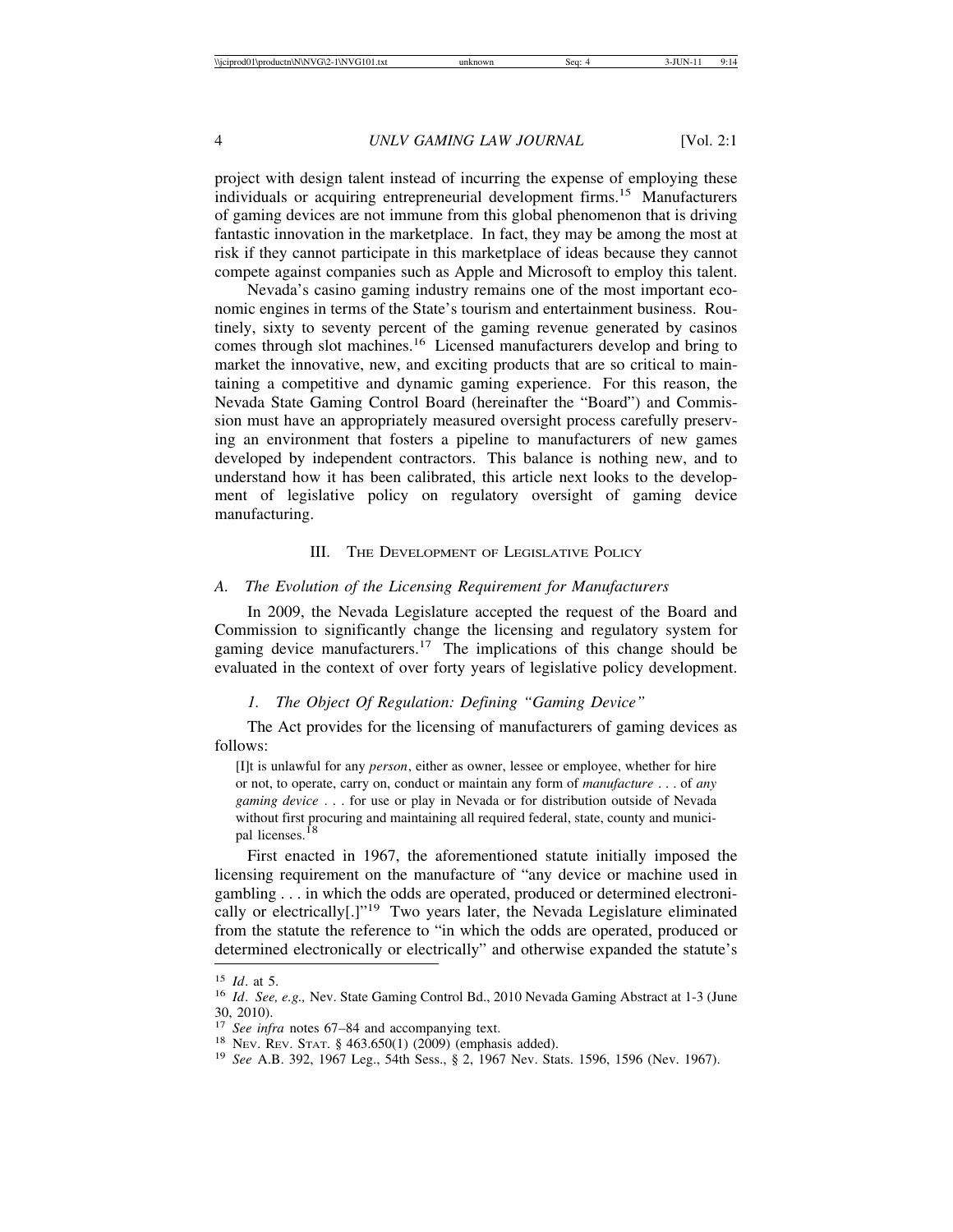project with design talent instead of incurring the expense of employing these individuals or acquiring entrepreneurial development firms.[15] Manufacturers of gaming devices are not immune from this global phenomenon that is driving fantastic innovation in the marketplace. In fact, they may be among the most at risk if they cannot participate in this marketplace of ideas because they cannot compete against companies such as Apple and Microsoft to employ this talent.

Nevada's casino gaming industry remains one of the most important economic engines in terms of the State's tourism and entertainment business. Routinely, sixty to seventy percent of the gaming revenue generated by casinos comes through slot machines.[16] Licensed manufacturers develop and bring to market the innovative, new, and exciting products that are so critical to maintaining a competitive and dynamic gaming experience. For this reason, the Nevada State Gaming Control Board (hereinafter the "Board") and Commission must have an appropriately measured oversight process carefully preserving an environment that fosters a pipeline to manufacturers of new games developed by independent contractors. This balance is nothing new, and to understand how it has been calibrated, this article next looks to the development of legislative policy on regulatory oversight of gaming device manufacturing.

## III. The Development of Legislative Policy

### A. *The Evolution of the Licensing Requirement for Manufacturers*

In 2009, the Nevada Legislature accepted the request of the Board and Commission to significantly change the licensing and regulatory system for gaming device manufacturers.[17] The implications of this change should be evaluated in the context of over forty years of legislative policy development.

#### 1. *The Object Of Regulation: Defining "Gaming Device"*

The Act provides for the licensing of manufacturers of gaming devices as follows:

> [I]t is unlawful for any *person*, either as owner, lessee or employee, whether for hire or not, to operate, carry on, conduct or maintain any form of *manufacture* . . . of *any gaming device* . . . for use or play in Nevada or for distribution outside of Nevada without first procuring and maintaining all required federal, state, county and municipal licenses.[18]

First enacted in 1967, the aforementioned statute initially imposed the licensing requirement on the manufacture of "any device or machine used in gambling . . . in which the odds are operated, produced or determined electronically or electrically[.]"[19] Two years later, the Nevada Legislature eliminated from the statute the reference to "in which the odds are operated, produced or determined electronically or electrically" and otherwise expanded the statute's

---

[15] *Id*. at 5.

[16] *Id*. *See, e.g.,* Nev. State Gaming Control Bd., 2010 Nevada Gaming Abstract at 1-3 (June 30, 2010).

[17] *See infra* notes 67–84 and accompanying text.

[18] Nev. Rev. Stat. § 463.650(1) (2009) (emphasis added).

[19] *See* A.B. 392, 1967 Leg., 54th Sess., § 2, 1967 Nev. Stats. 1596, 1596 (Nev. 1967).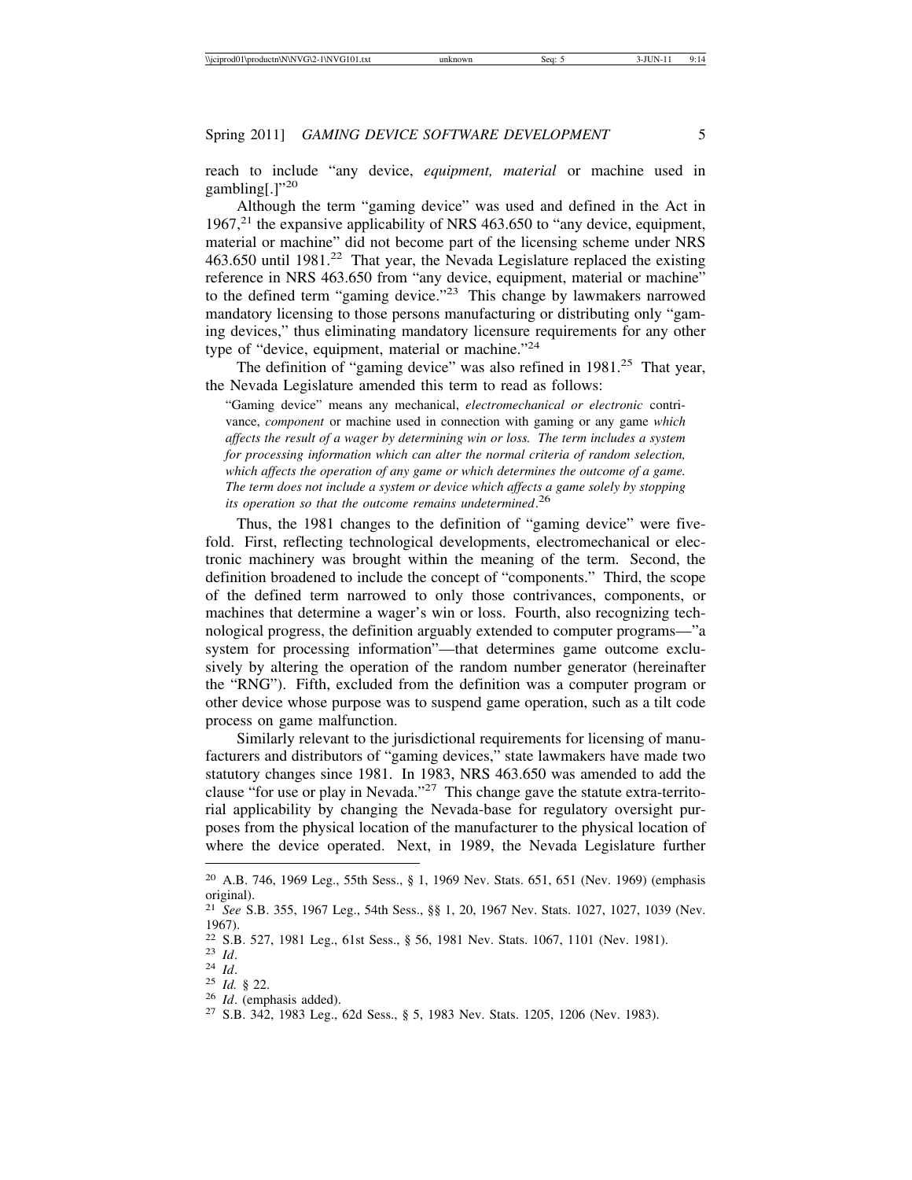reach to include "any device, *equipment, material* or machine used in gambling[.]"[20]

Although the term "gaming device" was used and defined in the Act in 1967,[21] the expansive applicability of NRS 463.650 to "any device, equipment, material or machine" did not become part of the licensing scheme under NRS 463.650 until 1981.[22] That year, the Nevada Legislature replaced the existing reference in NRS 463.650 from "any device, equipment, material or machine" to the defined term "gaming device."[23] This change by lawmakers narrowed mandatory licensing to those persons manufacturing or distributing only "gaming devices," thus eliminating mandatory licensure requirements for any other type of "device, equipment, material or machine."[24]

The definition of "gaming device" was also refined in 1981.[25] That year, the Nevada Legislature amended this term to read as follows:

> "Gaming device" means any mechanical, *electromechanical or electronic* contrivance, *component* or machine used in connection with gaming or any game *which affects the result of a wager by determining win or loss. The term includes a system for processing information which can alter the normal criteria of random selection, which affects the operation of any game or which determines the outcome of a game. The term does not include a system or device which affects a game solely by stopping its operation so that the outcome remains undetermined*.[26]

Thus, the 1981 changes to the definition of "gaming device" were five-fold. First, reflecting technological developments, electromechanical or electronic machinery was brought within the meaning of the term. Second, the definition broadened to include the concept of "components." Third, the scope of the defined term narrowed to only those contrivances, components, or machines that determine a wager's win or loss. Fourth, also recognizing technological progress, the definition arguably extended to computer programs—"a system for processing information"—that determines game outcome exclusively by altering the operation of the random number generator (hereinafter the "RNG"). Fifth, excluded from the definition was a computer program or other device whose purpose was to suspend game operation, such as a tilt code process on game malfunction.

Similarly relevant to the jurisdictional requirements for licensing of manufacturers and distributors of "gaming devices," state lawmakers have made two statutory changes since 1981. In 1983, NRS 463.650 was amended to add the clause "for use or play in Nevada."[27] This change gave the statute extra-territorial applicability by changing the Nevada-base for regulatory oversight purposes from the physical location of the manufacturer to the physical location of where the device operated. Next, in 1989, the Nevada Legislature further

---

[20] A.B. 746, 1969 Leg., 55th Sess., § 1, 1969 Nev. Stats. 651, 651 (Nev. 1969) (emphasis original).

[21] *See* S.B. 355, 1967 Leg., 54th Sess., §§ 1, 20, 1967 Nev. Stats. 1027, 1027, 1039 (Nev. 1967).

[22] S.B. 527, 1981 Leg., 61st Sess., § 56, 1981 Nev. Stats. 1067, 1101 (Nev. 1981).

[23] *Id*.

[24] *Id*.

[25] *Id.* § 22.

[26] *Id*. (emphasis added).

[27] S.B. 342, 1983 Leg., 62d Sess., § 5, 1983 Nev. Stats. 1205, 1206 (Nev. 1983).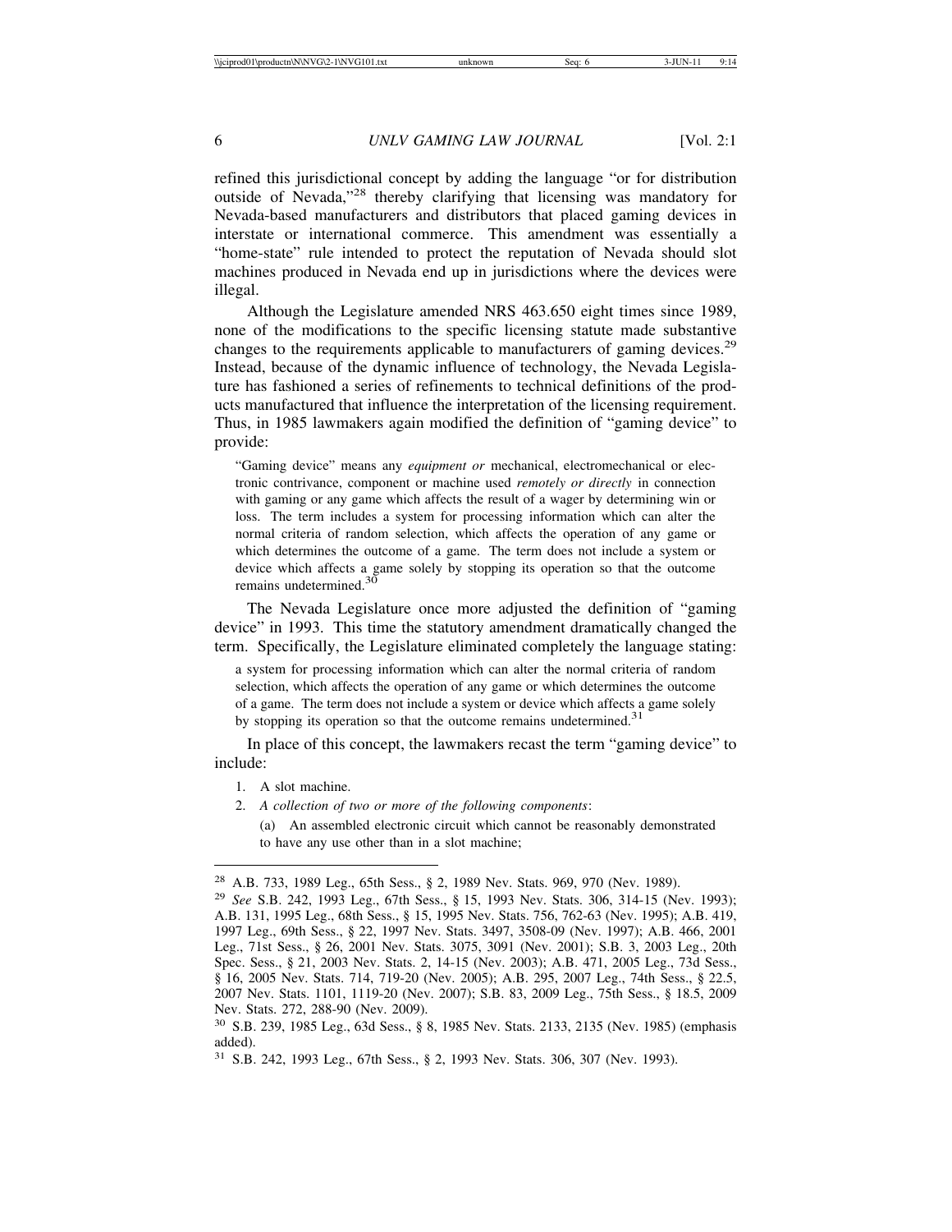refined this jurisdictional concept by adding the language "or for distribution outside of Nevada,"[28] thereby clarifying that licensing was mandatory for Nevada-based manufacturers and distributors that placed gaming devices in interstate or international commerce. This amendment was essentially a "home-state" rule intended to protect the reputation of Nevada should slot machines produced in Nevada end up in jurisdictions where the devices were illegal.

Although the Legislature amended NRS 463.650 eight times since 1989, none of the modifications to the specific licensing statute made substantive changes to the requirements applicable to manufacturers of gaming devices.[29] Instead, because of the dynamic influence of technology, the Nevada Legislature has fashioned a series of refinements to technical definitions of the products manufactured that influence the interpretation of the licensing requirement. Thus, in 1985 lawmakers again modified the definition of "gaming device" to provide:

> "Gaming device" means any *equipment or* mechanical, electromechanical or electronic contrivance, component or machine used *remotely or directly* in connection with gaming or any game which affects the result of a wager by determining win or loss. The term includes a system for processing information which can alter the normal criteria of random selection, which affects the operation of any game or which determines the outcome of a game. The term does not include a system or device which affects a game solely by stopping its operation so that the outcome remains undetermined.[30]

The Nevada Legislature once more adjusted the definition of "gaming device" in 1993. This time the statutory amendment dramatically changed the term. Specifically, the Legislature eliminated completely the language stating:

> a system for processing information which can alter the normal criteria of random selection, which affects the operation of any game or which determines the outcome of a game. The term does not include a system or device which affects a game solely by stopping its operation so that the outcome remains undetermined.[31]

In place of this concept, the lawmakers recast the term "gaming device" to include:

> 1. A slot machine.
> 2. *A collection of two or more of the following components*:
>    (a) An assembled electronic circuit which cannot be reasonably demonstrated to have any use other than in a slot machine;

---

[28] A.B. 733, 1989 Leg., 65th Sess., § 2, 1989 Nev. Stats. 969, 970 (Nev. 1989).

[29] *See* S.B. 242, 1993 Leg., 67th Sess., § 15, 1993 Nev. Stats. 306, 314-15 (Nev. 1993); A.B. 131, 1995 Leg., 68th Sess., § 15, 1995 Nev. Stats. 756, 762-63 (Nev. 1995); A.B. 419, 1997 Leg., 69th Sess., § 22, 1997 Nev. Stats. 3497, 3508-09 (Nev. 1997); A.B. 466, 2001 Leg., 71st Sess., § 26, 2001 Nev. Stats. 3075, 3091 (Nev. 2001); S.B. 3, 2003 Leg., 20th Spec. Sess., § 21, 2003 Nev. Stats. 2, 14-15 (Nev. 2003); A.B. 471, 2005 Leg., 73d Sess., § 16, 2005 Nev. Stats. 714, 719-20 (Nev. 2005); A.B. 295, 2007 Leg., 74th Sess., § 22.5, 2007 Nev. Stats. 1101, 1119-20 (Nev. 2007); S.B. 83, 2009 Leg., 75th Sess., § 18.5, 2009 Nev. Stats. 272, 288-90 (Nev. 2009).

[30] S.B. 239, 1985 Leg., 63d Sess., § 8, 1985 Nev. Stats. 2133, 2135 (Nev. 1985) (emphasis added).

[31] S.B. 242, 1993 Leg., 67th Sess., § 2, 1993 Nev. Stats. 306, 307 (Nev. 1993).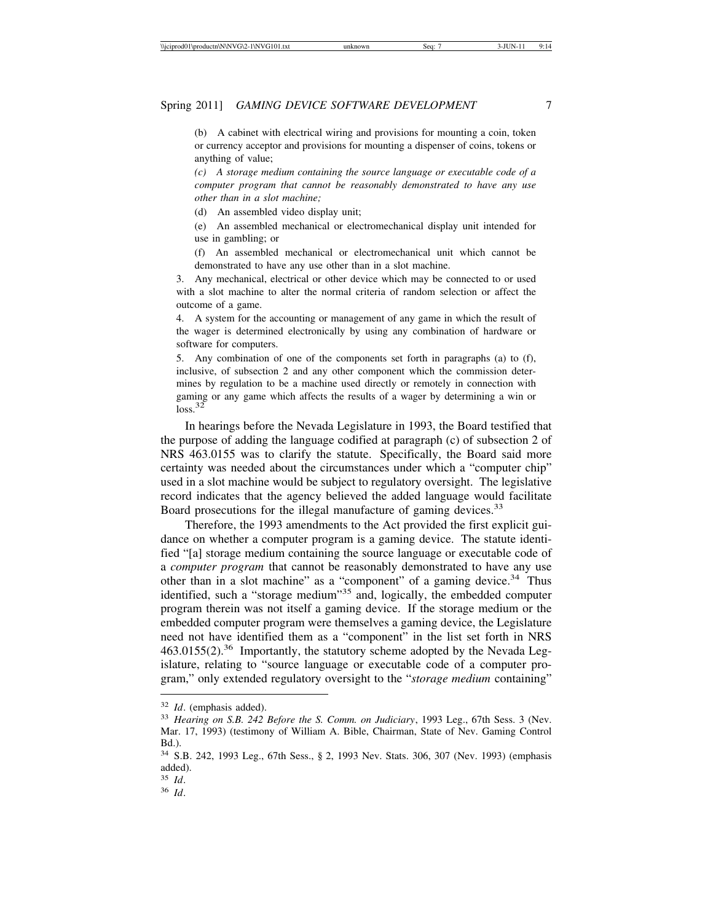(b) A cabinet with electrical wiring and provisions for mounting a coin, token or currency acceptor and provisions for mounting a dispenser of coins, tokens or anything of value;

*(c) A storage medium containing the source language or executable code of a computer program that cannot be reasonably demonstrated to have any use other than in a slot machine;*

(d) An assembled video display unit;

(e) An assembled mechanical or electromechanical display unit intended for use in gambling; or

(f) An assembled mechanical or electromechanical unit which cannot be demonstrated to have any use other than in a slot machine.

3. Any mechanical, electrical or other device which may be connected to or used with a slot machine to alter the normal criteria of random selection or affect the outcome of a game.

4. A system for the accounting or management of any game in which the result of the wager is determined electronically by using any combination of hardware or software for computers.

5. Any combination of one of the components set forth in paragraphs (a) to (f), inclusive, of subsection 2 and any other component which the commission determines by regulation to be a machine used directly or remotely in connection with gaming or any game which affects the results of a wager by determining a win or loss.[32]

In hearings before the Nevada Legislature in 1993, the Board testified that the purpose of adding the language codified at paragraph (c) of subsection 2 of NRS 463.0155 was to clarify the statute. Specifically, the Board said more certainty was needed about the circumstances under which a "computer chip" used in a slot machine would be subject to regulatory oversight. The legislative record indicates that the agency believed the added language would facilitate Board prosecutions for the illegal manufacture of gaming devices.[33]

Therefore, the 1993 amendments to the Act provided the first explicit guidance on whether a computer program is a gaming device. The statute identified "[a] storage medium containing the source language or executable code of a *computer program* that cannot be reasonably demonstrated to have any use other than in a slot machine" as a "component" of a gaming device.[34] Thus identified, such a "storage medium"[35] and, logically, the embedded computer program therein was not itself a gaming device. If the storage medium or the embedded computer program were themselves a gaming device, the Legislature need not have identified them as a "component" in the list set forth in NRS 463.0155(2).[36] Importantly, the statutory scheme adopted by the Nevada Legislature, relating to "source language or executable code of a computer program," only extended regulatory oversight to the "*storage medium* containing"

---

[32] *Id*. (emphasis added).

[33] *Hearing on S.B. 242 Before the S. Comm. on Judiciary*, 1993 Leg., 67th Sess. 3 (Nev. Mar. 17, 1993) (testimony of William A. Bible, Chairman, State of Nev. Gaming Control Bd.).

[34] S.B. 242, 1993 Leg., 67th Sess., § 2, 1993 Nev. Stats. 306, 307 (Nev. 1993) (emphasis added).

[35] *Id*.

[36] *Id*.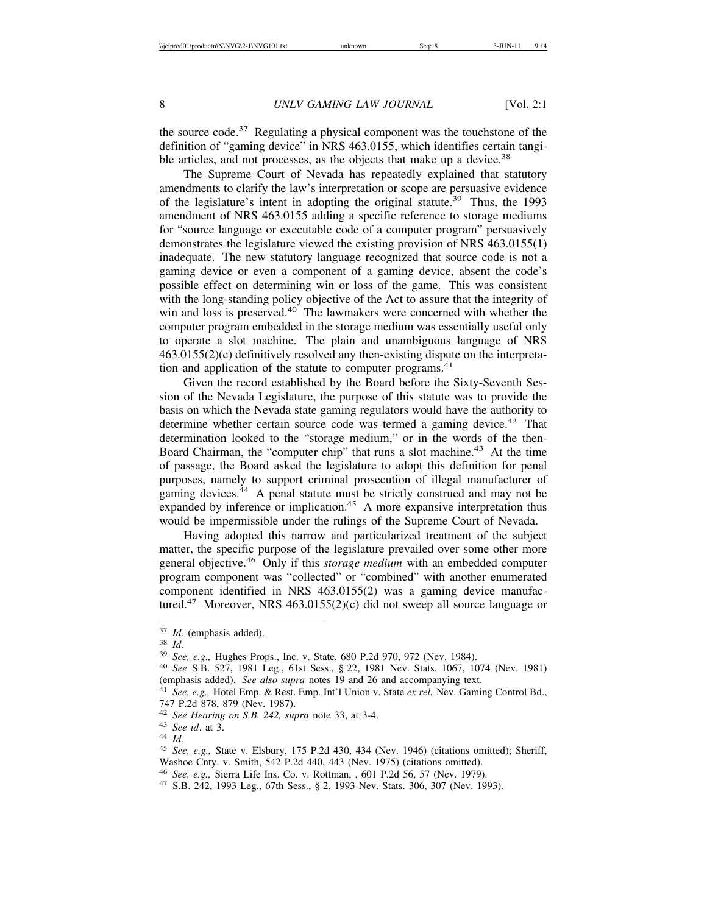the source code.[37] Regulating a physical component was the touchstone of the definition of "gaming device" in NRS 463.0155, which identifies certain tangible articles, and not processes, as the objects that make up a device.[38]

The Supreme Court of Nevada has repeatedly explained that statutory amendments to clarify the law's interpretation or scope are persuasive evidence of the legislature's intent in adopting the original statute.[39] Thus, the 1993 amendment of NRS 463.0155 adding a specific reference to storage mediums for "source language or executable code of a computer program" persuasively demonstrates the legislature viewed the existing provision of NRS 463.0155(1) inadequate. The new statutory language recognized that source code is not a gaming device or even a component of a gaming device, absent the code's possible effect on determining win or loss of the game. This was consistent with the long-standing policy objective of the Act to assure that the integrity of win and loss is preserved.[40] The lawmakers were concerned with whether the computer program embedded in the storage medium was essentially useful only to operate a slot machine. The plain and unambiguous language of NRS 463.0155(2)(c) definitively resolved any then-existing dispute on the interpretation and application of the statute to computer programs.[41]

Given the record established by the Board before the Sixty-Seventh Session of the Nevada Legislature, the purpose of this statute was to provide the basis on which the Nevada state gaming regulators would have the authority to determine whether certain source code was termed a gaming device.[42] That determination looked to the "storage medium," or in the words of the then-Board Chairman, the "computer chip" that runs a slot machine.[43] At the time of passage, the Board asked the legislature to adopt this definition for penal purposes, namely to support criminal prosecution of illegal manufacturer of gaming devices.[44] A penal statute must be strictly construed and may not be expanded by inference or implication.[45] A more expansive interpretation thus would be impermissible under the rulings of the Supreme Court of Nevada.

Having adopted this narrow and particularized treatment of the subject matter, the specific purpose of the legislature prevailed over some other more general objective.[46] Only if this *storage medium* with an embedded computer program component was "collected" or "combined" with another enumerated component identified in NRS 463.0155(2) was a gaming device manufactured.[47] Moreover, NRS 463.0155(2)(c) did not sweep all source language or

---

[37] *Id*. (emphasis added).

[38] *Id*.

[39] *See, e.g.,* Hughes Props., Inc. v. State, 680 P.2d 970, 972 (Nev. 1984).

[40] *See* S.B. 527, 1981 Leg., 61st Sess., § 22, 1981 Nev. Stats. 1067, 1074 (Nev. 1981) (emphasis added). *See also supra* notes 19 and 26 and accompanying text.

[41] *See, e.g.,* Hotel Emp. & Rest. Emp. Int'l Union v. State *ex rel.* Nev. Gaming Control Bd., 747 P.2d 878, 879 (Nev. 1987).

[42] *See Hearing on S.B. 242, supra* note 33, at 3-4.

[43] *See id*. at 3.

[44] *Id*.

[45] *See, e.g.,* State v. Elsbury, 175 P.2d 430, 434 (Nev. 1946) (citations omitted); Sheriff, Washoe Cnty. v. Smith, 542 P.2d 440, 443 (Nev. 1975) (citations omitted).

[46] *See, e.g.,* Sierra Life Ins. Co. v. Rottman, , 601 P.2d 56, 57 (Nev. 1979).

[47] S.B. 242, 1993 Leg., 67th Sess., § 2, 1993 Nev. Stats. 306, 307 (Nev. 1993).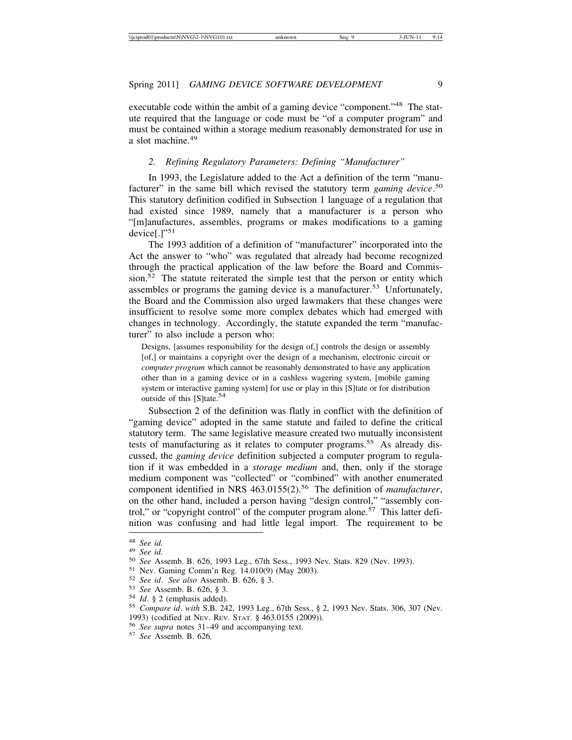executable code within the ambit of a gaming device "component."[48] The statute required that the language or code must be "of a computer program" and must be contained within a storage medium reasonably demonstrated for use in a slot machine.[49]

### 2. *Refining Regulatory Parameters: Defining "Manufacturer"*

In 1993, the Legislature added to the Act a definition of the term "manufacturer" in the same bill which revised the statutory term *gaming device*.[50] This statutory definition codified in Subsection 1 language of a regulation that had existed since 1989, namely that a manufacturer is a person who "[m]anufactures, assembles, programs or makes modifications to a gaming device[.]"[51]

The 1993 addition of a definition of "manufacturer" incorporated into the Act the answer to "who" was regulated that already had become recognized through the practical application of the law before the Board and Commission.[52] The statute reiterated the simple test that the person or entity which assembles or programs the gaming device is a manufacturer.[53] Unfortunately, the Board and the Commission also urged lawmakers that these changes were insufficient to resolve some more complex debates which had emerged with changes in technology. Accordingly, the statute expanded the term "manufacturer" to also include a person who:

> Designs, [assumes responsibility for the design of,] controls the design or assembly [of,] or maintains a copyright over the design of a mechanism, electronic circuit or *computer program* which cannot be reasonably demonstrated to have any application other than in a gaming device or in a cashless wagering system, [mobile gaming system or interactive gaming system] for use or play in this [S]tate or for distribution outside of this [S]tate.[54]

Subsection 2 of the definition was flatly in conflict with the definition of "gaming device" adopted in the same statute and failed to define the critical statutory term. The same legislative measure created two mutually inconsistent tests of manufacturing as it relates to computer programs.[55] As already discussed, the *gaming device* definition subjected a computer program to regulation if it was embedded in a *storage medium* and, then, only if the storage medium component was "collected" or "combined" with another enumerated component identified in NRS 463.0155(2).[56] The definition of *manufacturer*, on the other hand, included a person having "design control," "assembly control," or "copyright control" of the computer program alone.[57] This latter definition was confusing and had little legal import. The requirement to be

---

[48] *See id.*

[49] *See id.*

[50] *See* Assemb. B. 626, 1993 Leg., 67th Sess., 1993 Nev. Stats. 829 (Nev. 1993).

[51] Nev. Gaming Comm'n Reg. 14.010(9) (May 2003).

[52] *See id*. *See also* Assemb. B. 626, § 3.

[53] *See* Assemb. B. 626, § 3.

[54] *Id*. § 2 (emphasis added).

[55] *Compare id*. *with* S.B. 242, 1993 Leg., 67th Sess., § 2, 1993 Nev. Stats. 306, 307 (Nev. 1993) (codified at NEV. REV. STAT. § 463.0155 (2009)).

[56] *See supra* notes 31–49 and accompanying text.

[57] *See* Assemb. B. 626.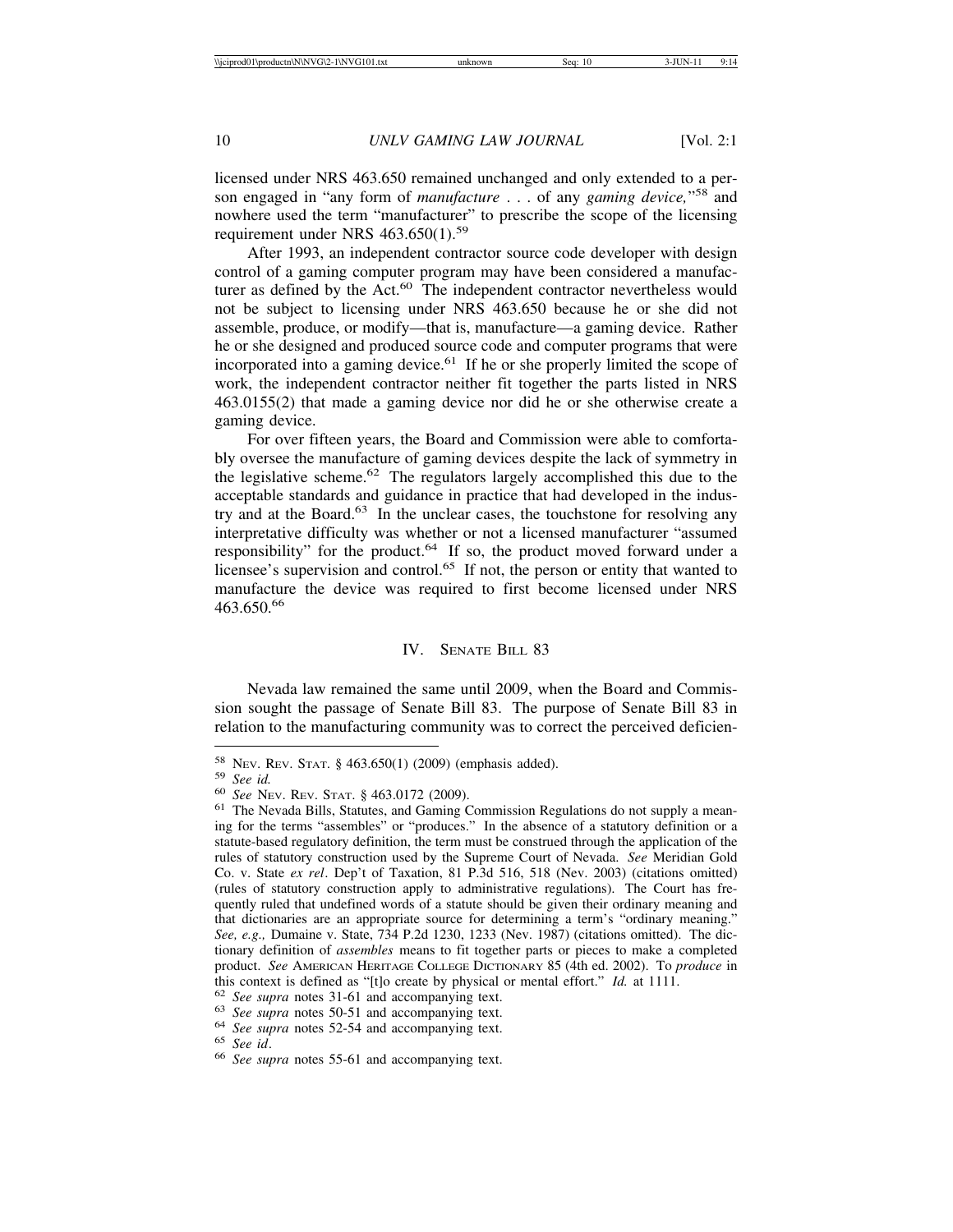licensed under NRS 463.650 remained unchanged and only extended to a person engaged in "any form of *manufacture* . . . of any *gaming device,*"[58] and nowhere used the term "manufacturer" to prescribe the scope of the licensing requirement under NRS 463.650(1).[59]

After 1993, an independent contractor source code developer with design control of a gaming computer program may have been considered a manufacturer as defined by the Act.[60] The independent contractor nevertheless would not be subject to licensing under NRS 463.650 because he or she did not assemble, produce, or modify—that is, manufacture—a gaming device. Rather he or she designed and produced source code and computer programs that were incorporated into a gaming device.[61] If he or she properly limited the scope of work, the independent contractor neither fit together the parts listed in NRS 463.0155(2) that made a gaming device nor did he or she otherwise create a gaming device.

For over fifteen years, the Board and Commission were able to comfortably oversee the manufacture of gaming devices despite the lack of symmetry in the legislative scheme.[62] The regulators largely accomplished this due to the acceptable standards and guidance in practice that had developed in the industry and at the Board.[63] In the unclear cases, the touchstone for resolving any interpretative difficulty was whether or not a licensed manufacturer "assumed responsibility" for the product.[64] If so, the product moved forward under a licensee's supervision and control.[65] If not, the person or entity that wanted to manufacture the device was required to first become licensed under NRS 463.650.[66]

## IV. Senate Bill 83

Nevada law remained the same until 2009, when the Board and Commission sought the passage of Senate Bill 83. The purpose of Senate Bill 83 in relation to the manufacturing community was to correct the perceived deficien-

---

[58] Nev. Rev. Stat. § 463.650(1) (2009) (emphasis added).

[59] *See id.*

[60] *See* Nev. Rev. Stat. § 463.0172 (2009).

[61] The Nevada Bills, Statutes, and Gaming Commission Regulations do not supply a meaning for the terms "assembles" or "produces." In the absence of a statutory definition or a statute-based regulatory definition, the term must be construed through the application of the rules of statutory construction used by the Supreme Court of Nevada. *See* Meridian Gold Co. v. State *ex rel*. Dep't of Taxation, 81 P.3d 516, 518 (Nev. 2003) (citations omitted) (rules of statutory construction apply to administrative regulations). The Court has frequently ruled that undefined words of a statute should be given their ordinary meaning and that dictionaries are an appropriate source for determining a term's "ordinary meaning." *See, e.g.,* Dumaine v. State, 734 P.2d 1230, 1233 (Nev. 1987) (citations omitted). The dictionary definition of *assembles* means to fit together parts or pieces to make a completed product. *See* American Heritage College Dictionary 85 (4th ed. 2002). To *produce* in this context is defined as "[t]o create by physical or mental effort." *Id.* at 1111.

[62] *See supra* notes 31-61 and accompanying text.

[63] *See supra* notes 50-51 and accompanying text.

[64] *See supra* notes 52-54 and accompanying text.

[65] *See id*.

[66] *See supra* notes 55-61 and accompanying text.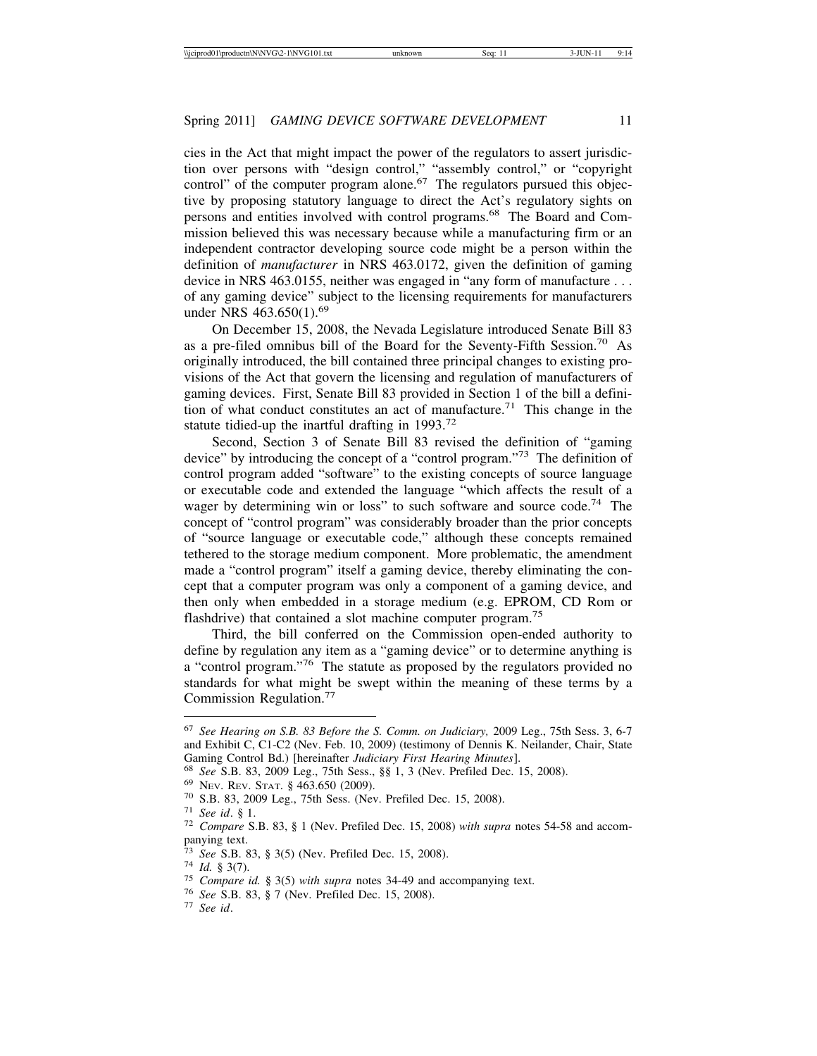cies in the Act that might impact the power of the regulators to assert jurisdiction over persons with "design control," "assembly control," or "copyright control" of the computer program alone.[67] The regulators pursued this objective by proposing statutory language to direct the Act's regulatory sights on persons and entities involved with control programs.[68] The Board and Commission believed this was necessary because while a manufacturing firm or an independent contractor developing source code might be a person within the definition of *manufacturer* in NRS 463.0172, given the definition of gaming device in NRS 463.0155, neither was engaged in "any form of manufacture . . . of any gaming device" subject to the licensing requirements for manufacturers under NRS 463.650(1).[69]

On December 15, 2008, the Nevada Legislature introduced Senate Bill 83 as a pre-filed omnibus bill of the Board for the Seventy-Fifth Session.[70] As originally introduced, the bill contained three principal changes to existing provisions of the Act that govern the licensing and regulation of manufacturers of gaming devices. First, Senate Bill 83 provided in Section 1 of the bill a definition of what conduct constitutes an act of manufacture.[71] This change in the statute tidied-up the inartful drafting in 1993.[72]

Second, Section 3 of Senate Bill 83 revised the definition of "gaming device" by introducing the concept of a "control program."[73] The definition of control program added "software" to the existing concepts of source language or executable code and extended the language "which affects the result of a wager by determining win or loss" to such software and source code.[74] The concept of "control program" was considerably broader than the prior concepts of "source language or executable code," although these concepts remained tethered to the storage medium component. More problematic, the amendment made a "control program" itself a gaming device, thereby eliminating the concept that a computer program was only a component of a gaming device, and then only when embedded in a storage medium (e.g. EPROM, CD Rom or flashdrive) that contained a slot machine computer program.[75]

Third, the bill conferred on the Commission open-ended authority to define by regulation any item as a "gaming device" or to determine anything is a "control program."[76] The statute as proposed by the regulators provided no standards for what might be swept within the meaning of these terms by a Commission Regulation.[77]

---

[67] *See Hearing on S.B. 83 Before the S. Comm. on Judiciary,* 2009 Leg., 75th Sess. 3, 6-7 and Exhibit C, C1-C2 (Nev. Feb. 10, 2009) (testimony of Dennis K. Neilander, Chair, State Gaming Control Bd.) [hereinafter *Judiciary First Hearing Minutes*].

[68] *See* S.B. 83, 2009 Leg., 75th Sess., §§ 1, 3 (Nev. Prefiled Dec. 15, 2008).

[69] NEV. REV. STAT. § 463.650 (2009).

[70] S.B. 83, 2009 Leg., 75th Sess. (Nev. Prefiled Dec. 15, 2008).

[71] *See id*. § 1.

[72] *Compare* S.B. 83, § 1 (Nev. Prefiled Dec. 15, 2008) *with supra* notes 54-58 and accompanying text.

[73] *See* S.B. 83, § 3(5) (Nev. Prefiled Dec. 15, 2008).

[74] *Id.* § 3(7).

[75] *Compare id.* § 3(5) *with supra* notes 34-49 and accompanying text.

[76] *See* S.B. 83, § 7 (Nev. Prefiled Dec. 15, 2008).

[77] *See id*.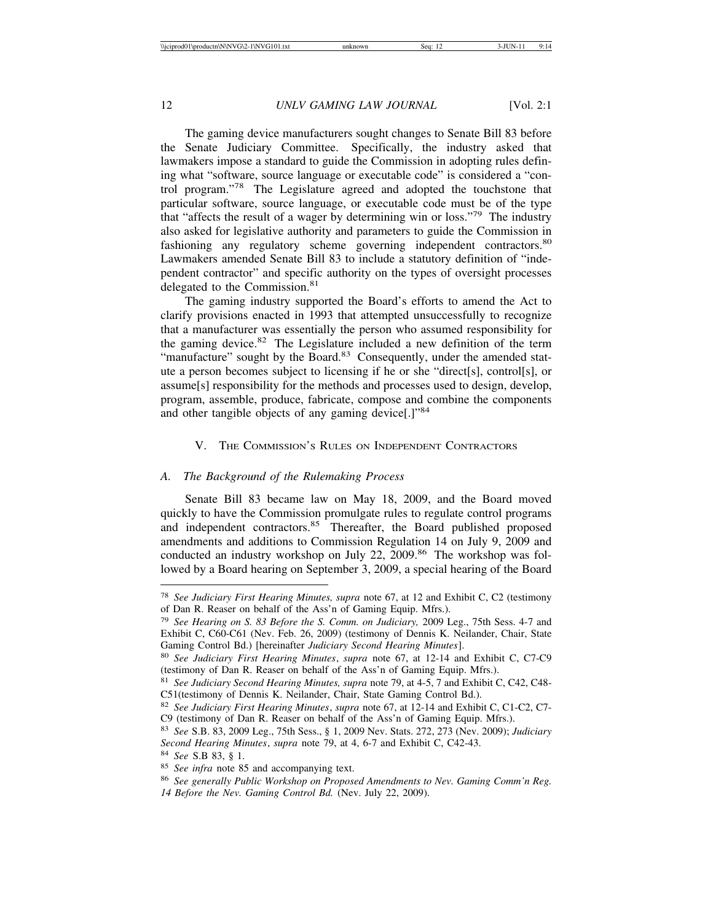The gaming device manufacturers sought changes to Senate Bill 83 before the Senate Judiciary Committee. Specifically, the industry asked that lawmakers impose a standard to guide the Commission in adopting rules defining what "software, source language or executable code" is considered a "control program."[78] The Legislature agreed and adopted the touchstone that particular software, source language, or executable code must be of the type that "affects the result of a wager by determining win or loss."[79] The industry also asked for legislative authority and parameters to guide the Commission in fashioning any regulatory scheme governing independent contractors.[80] Lawmakers amended Senate Bill 83 to include a statutory definition of "independent contractor" and specific authority on the types of oversight processes delegated to the Commission.[81]

The gaming industry supported the Board's efforts to amend the Act to clarify provisions enacted in 1993 that attempted unsuccessfully to recognize that a manufacturer was essentially the person who assumed responsibility for the gaming device.[82] The Legislature included a new definition of the term "manufacture" sought by the Board.[83] Consequently, under the amended statute a person becomes subject to licensing if he or she "direct[s], control[s], or assume[s] responsibility for the methods and processes used to design, develop, program, assemble, produce, fabricate, compose and combine the components and other tangible objects of any gaming device[.]"[84]

## V. The Commission's Rules on Independent Contractors

### A. *The Background of the Rulemaking Process*

Senate Bill 83 became law on May 18, 2009, and the Board moved quickly to have the Commission promulgate rules to regulate control programs and independent contractors.[85] Thereafter, the Board published proposed amendments and additions to Commission Regulation 14 on July 9, 2009 and conducted an industry workshop on July 22, 2009.[86] The workshop was followed by a Board hearing on September 3, 2009, a special hearing of the Board

---

[78] *See Judiciary First Hearing Minutes, supra* note 67, at 12 and Exhibit C, C2 (testimony of Dan R. Reaser on behalf of the Ass'n of Gaming Equip. Mfrs.).

[79] *See Hearing on S. 83 Before the S. Comm. on Judiciary,* 2009 Leg., 75th Sess. 4-7 and Exhibit C, C60-C61 (Nev. Feb. 26, 2009) (testimony of Dennis K. Neilander, Chair, State Gaming Control Bd.) [hereinafter *Judiciary Second Hearing Minutes*].

[80] *See Judiciary First Hearing Minutes*, *supra* note 67, at 12-14 and Exhibit C, C7-C9 (testimony of Dan R. Reaser on behalf of the Ass'n of Gaming Equip. Mfrs.).

[81] *See Judiciary Second Hearing Minutes, supra* note 79, at 4-5, 7 and Exhibit C, C42, C48-C51(testimony of Dennis K. Neilander, Chair, State Gaming Control Bd.).

[82] *See Judiciary First Hearing Minutes*, *supra* note 67, at 12-14 and Exhibit C, C1-C2, C7-C9 (testimony of Dan R. Reaser on behalf of the Ass'n of Gaming Equip. Mfrs.).

[83] *See* S.B. 83, 2009 Leg., 75th Sess., § 1, 2009 Nev. Stats. 272, 273 (Nev. 2009); *Judiciary Second Hearing Minutes*, *supra* note 79, at 4, 6-7 and Exhibit C, C42-43.

[84] *See* S.B 83, § 1.

[85] *See infra* note 85 and accompanying text.

[86] *See generally Public Workshop on Proposed Amendments to Nev. Gaming Comm'n Reg. 14 Before the Nev. Gaming Control Bd.* (Nev. July 22, 2009).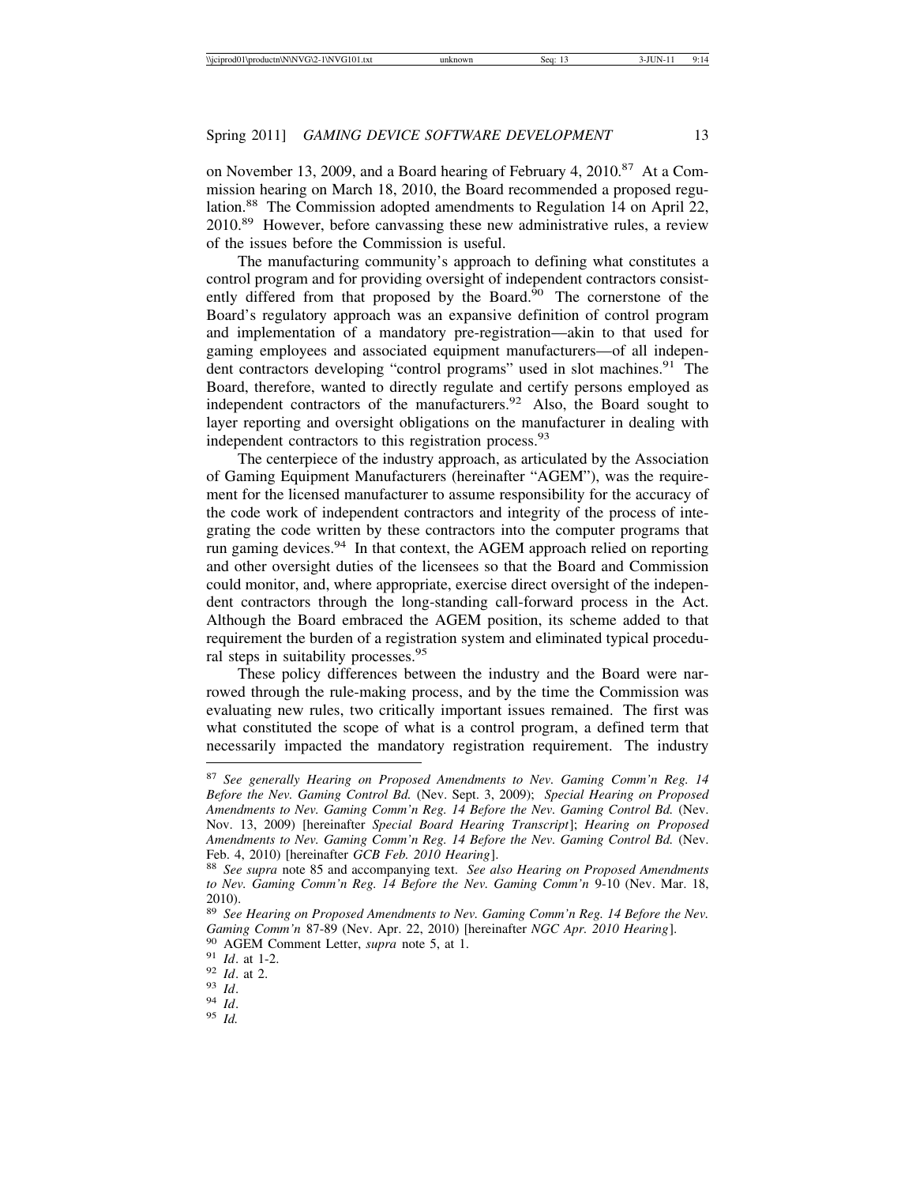on November 13, 2009, and a Board hearing of February 4, 2010.[87] At a Commission hearing on March 18, 2010, the Board recommended a proposed regulation.[88] The Commission adopted amendments to Regulation 14 on April 22, 2010.[89] However, before canvassing these new administrative rules, a review of the issues before the Commission is useful.

The manufacturing community's approach to defining what constitutes a control program and for providing oversight of independent contractors consistently differed from that proposed by the Board.[90] The cornerstone of the Board's regulatory approach was an expansive definition of control program and implementation of a mandatory pre-registration—akin to that used for gaming employees and associated equipment manufacturers—of all independent contractors developing "control programs" used in slot machines.[91] The Board, therefore, wanted to directly regulate and certify persons employed as independent contractors of the manufacturers.[92] Also, the Board sought to layer reporting and oversight obligations on the manufacturer in dealing with independent contractors to this registration process.[93]

The centerpiece of the industry approach, as articulated by the Association of Gaming Equipment Manufacturers (hereinafter "AGEM"), was the requirement for the licensed manufacturer to assume responsibility for the accuracy of the code work of independent contractors and integrity of the process of integrating the code written by these contractors into the computer programs that run gaming devices.[94] In that context, the AGEM approach relied on reporting and other oversight duties of the licensees so that the Board and Commission could monitor, and, where appropriate, exercise direct oversight of the independent contractors through the long-standing call-forward process in the Act. Although the Board embraced the AGEM position, its scheme added to that requirement the burden of a registration system and eliminated typical procedural steps in suitability processes.[95]

These policy differences between the industry and the Board were narrowed through the rule-making process, and by the time the Commission was evaluating new rules, two critically important issues remained. The first was what constituted the scope of what is a control program, a defined term that necessarily impacted the mandatory registration requirement. The industry

---

[87] *See generally Hearing on Proposed Amendments to Nev. Gaming Comm'n Reg. 14 Before the Nev. Gaming Control Bd.* (Nev. Sept. 3, 2009); *Special Hearing on Proposed Amendments to Nev. Gaming Comm'n Reg. 14 Before the Nev. Gaming Control Bd.* (Nev. Nov. 13, 2009) [hereinafter *Special Board Hearing Transcript*]; *Hearing on Proposed Amendments to Nev. Gaming Comm'n Reg. 14 Before the Nev. Gaming Control Bd.* (Nev. Feb. 4, 2010) [hereinafter *GCB Feb. 2010 Hearing*].

[88] *See supra* note 85 and accompanying text. *See also Hearing on Proposed Amendments to Nev. Gaming Comm'n Reg. 14 Before the Nev. Gaming Comm'n* 9-10 (Nev. Mar. 18, 2010).

[89] *See Hearing on Proposed Amendments to Nev. Gaming Comm'n Reg. 14 Before the Nev. Gaming Comm'n* 87-89 (Nev. Apr. 22, 2010) [hereinafter *NGC Apr. 2010 Hearing*].

[90] AGEM Comment Letter, *supra* note 5, at 1.

[91] *Id*. at 1-2.

[92] *Id*. at 2.

[93] *Id*.

[94] *Id*.

[95] *Id.*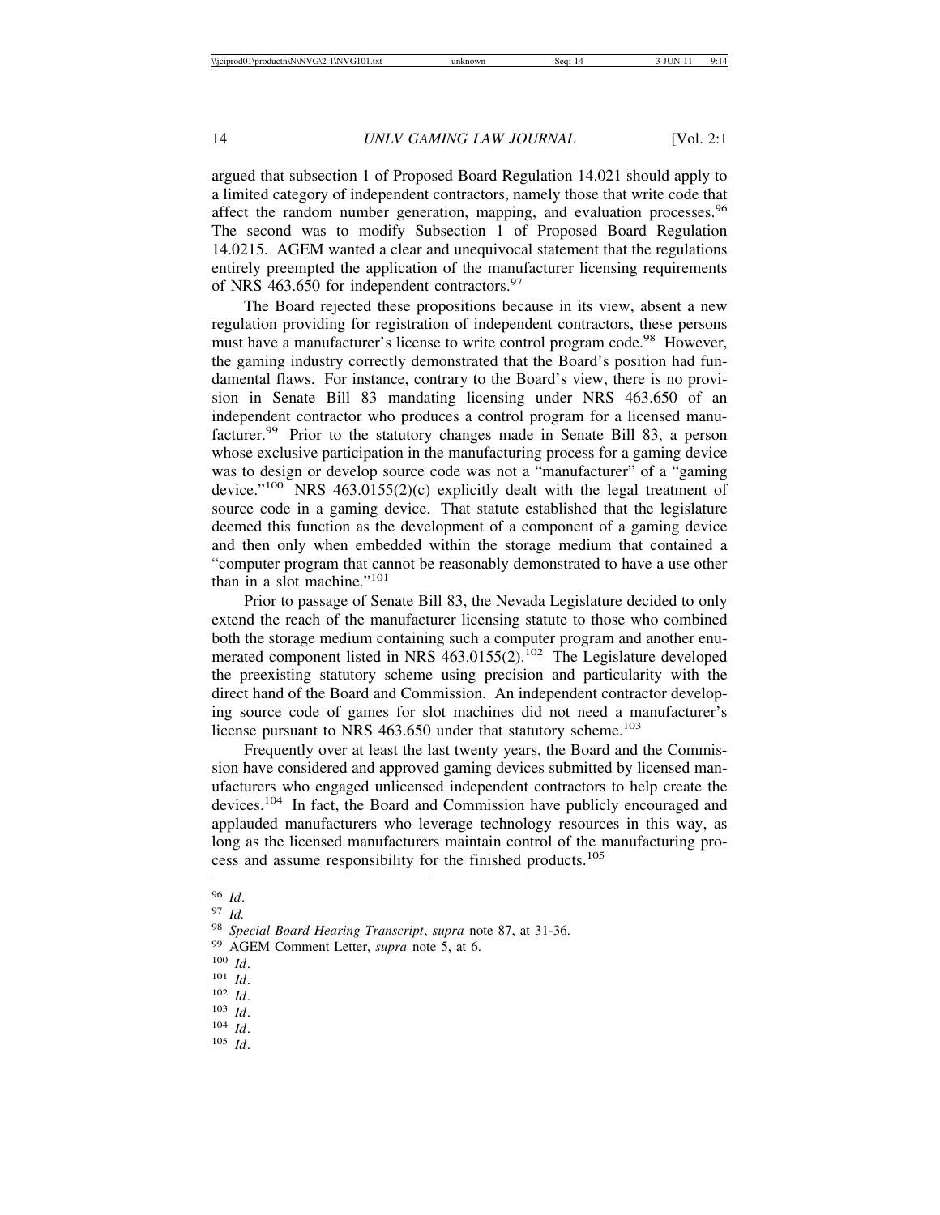argued that subsection 1 of Proposed Board Regulation 14.021 should apply to a limited category of independent contractors, namely those that write code that affect the random number generation, mapping, and evaluation processes.[96] The second was to modify Subsection 1 of Proposed Board Regulation 14.0215. AGEM wanted a clear and unequivocal statement that the regulations entirely preempted the application of the manufacturer licensing requirements of NRS 463.650 for independent contractors.[97]

The Board rejected these propositions because in its view, absent a new regulation providing for registration of independent contractors, these persons must have a manufacturer's license to write control program code.[98] However, the gaming industry correctly demonstrated that the Board's position had fundamental flaws. For instance, contrary to the Board's view, there is no provision in Senate Bill 83 mandating licensing under NRS 463.650 of an independent contractor who produces a control program for a licensed manufacturer.[99] Prior to the statutory changes made in Senate Bill 83, a person whose exclusive participation in the manufacturing process for a gaming device was to design or develop source code was not a "manufacturer" of a "gaming device."[100] NRS 463.0155(2)(c) explicitly dealt with the legal treatment of source code in a gaming device. That statute established that the legislature deemed this function as the development of a component of a gaming device and then only when embedded within the storage medium that contained a "computer program that cannot be reasonably demonstrated to have a use other than in a slot machine."[101]

Prior to passage of Senate Bill 83, the Nevada Legislature decided to only extend the reach of the manufacturer licensing statute to those who combined both the storage medium containing such a computer program and another enumerated component listed in NRS 463.0155(2).[102] The Legislature developed the preexisting statutory scheme using precision and particularity with the direct hand of the Board and Commission. An independent contractor developing source code of games for slot machines did not need a manufacturer's license pursuant to NRS 463.650 under that statutory scheme.[103]

Frequently over at least the last twenty years, the Board and the Commission have considered and approved gaming devices submitted by licensed manufacturers who engaged unlicensed independent contractors to help create the devices.[104] In fact, the Board and Commission have publicly encouraged and applauded manufacturers who leverage technology resources in this way, as long as the licensed manufacturers maintain control of the manufacturing process and assume responsibility for the finished products.[105]

---

[96] *Id*.

[97] *Id.*

[98] *Special Board Hearing Transcript*, *supra* note 87, at 31-36.

[99] AGEM Comment Letter, *supra* note 5, at 6.

[100] *Id*.

[101] *Id*.

[102] *Id*.

[103] *Id*.

[104] *Id*.

[105] *Id*.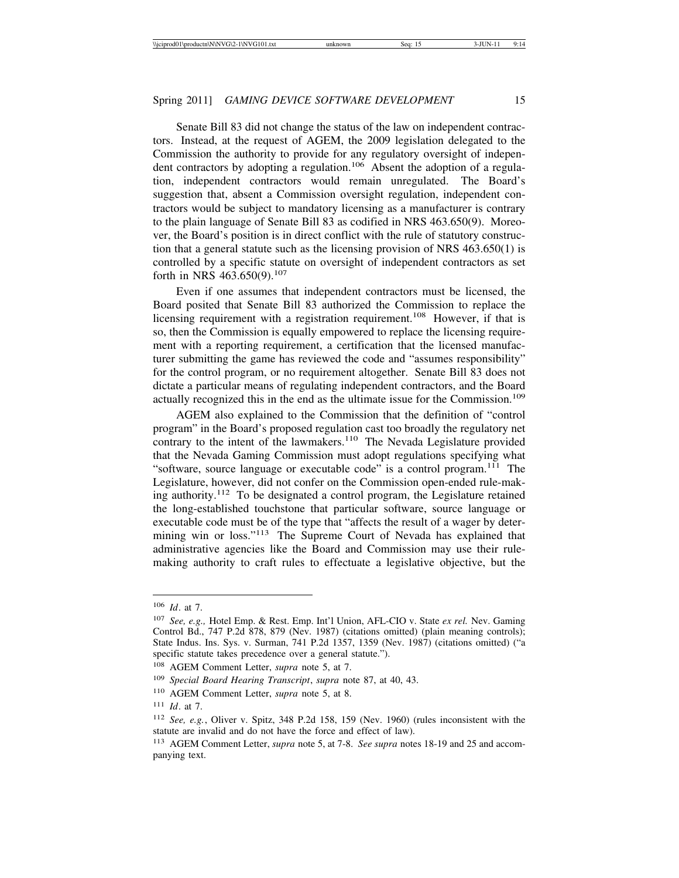Senate Bill 83 did not change the status of the law on independent contractors. Instead, at the request of AGEM, the 2009 legislation delegated to the Commission the authority to provide for any regulatory oversight of independent contractors by adopting a regulation.[106] Absent the adoption of a regulation, independent contractors would remain unregulated. The Board's suggestion that, absent a Commission oversight regulation, independent contractors would be subject to mandatory licensing as a manufacturer is contrary to the plain language of Senate Bill 83 as codified in NRS 463.650(9). Moreover, the Board's position is in direct conflict with the rule of statutory construction that a general statute such as the licensing provision of NRS 463.650(1) is controlled by a specific statute on oversight of independent contractors as set forth in NRS 463.650(9).[107]

Even if one assumes that independent contractors must be licensed, the Board posited that Senate Bill 83 authorized the Commission to replace the licensing requirement with a registration requirement.[108] However, if that is so, then the Commission is equally empowered to replace the licensing requirement with a reporting requirement, a certification that the licensed manufacturer submitting the game has reviewed the code and "assumes responsibility" for the control program, or no requirement altogether. Senate Bill 83 does not dictate a particular means of regulating independent contractors, and the Board actually recognized this in the end as the ultimate issue for the Commission.[109]

AGEM also explained to the Commission that the definition of "control program" in the Board's proposed regulation cast too broadly the regulatory net contrary to the intent of the lawmakers.[110] The Nevada Legislature provided that the Nevada Gaming Commission must adopt regulations specifying what "software, source language or executable code" is a control program.[111] The Legislature, however, did not confer on the Commission open-ended rule-making authority.[112] To be designated a control program, the Legislature retained the long-established touchstone that particular software, source language or executable code must be of the type that "affects the result of a wager by determining win or loss."[113] The Supreme Court of Nevada has explained that administrative agencies like the Board and Commission may use their rule-making authority to craft rules to effectuate a legislative objective, but the

---

[106] *Id*. at 7.

[107] *See, e.g.,* Hotel Emp. & Rest. Emp. Int'l Union, AFL-CIO v. State *ex rel.* Nev. Gaming Control Bd., 747 P.2d 878, 879 (Nev. 1987) (citations omitted) (plain meaning controls); State Indus. Ins. Sys. v. Surman, 741 P.2d 1357, 1359 (Nev. 1987) (citations omitted) ("a specific statute takes precedence over a general statute.").

[108] AGEM Comment Letter, *supra* note 5, at 7.

[109] *Special Board Hearing Transcript*, *supra* note 87, at 40, 43.

[110] AGEM Comment Letter, *supra* note 5, at 8.

[111] *Id*. at 7.

[112] *See, e.g.*, Oliver v. Spitz, 348 P.2d 158, 159 (Nev. 1960) (rules inconsistent with the statute are invalid and do not have the force and effect of law).

[113] AGEM Comment Letter, *supra* note 5, at 7-8. *See supra* notes 18-19 and 25 and accompanying text.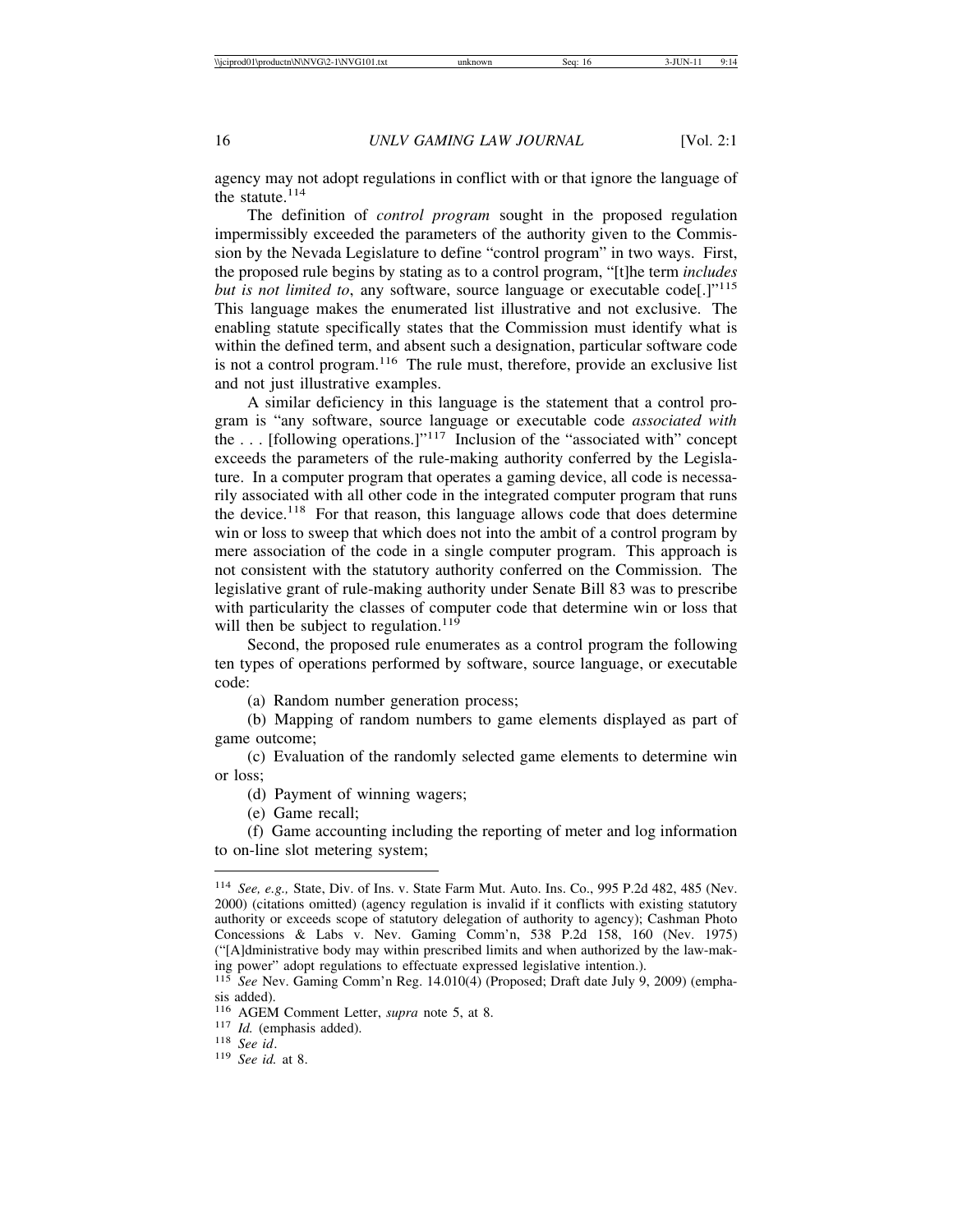agency may not adopt regulations in conflict with or that ignore the language of the statute.[114]

The definition of *control program* sought in the proposed regulation impermissibly exceeded the parameters of the authority given to the Commission by the Nevada Legislature to define "control program" in two ways. First, the proposed rule begins by stating as to a control program, "[t]he term *includes but is not limited to*, any software, source language or executable code[.]"[115] This language makes the enumerated list illustrative and not exclusive. The enabling statute specifically states that the Commission must identify what is within the defined term, and absent such a designation, particular software code is not a control program.[116] The rule must, therefore, provide an exclusive list and not just illustrative examples.

A similar deficiency in this language is the statement that a control program is "any software, source language or executable code *associated with* the . . . [following operations.]"[117] Inclusion of the "associated with" concept exceeds the parameters of the rule-making authority conferred by the Legislature. In a computer program that operates a gaming device, all code is necessarily associated with all other code in the integrated computer program that runs the device.[118] For that reason, this language allows code that does determine win or loss to sweep that which does not into the ambit of a control program by mere association of the code in a single computer program. This approach is not consistent with the statutory authority conferred on the Commission. The legislative grant of rule-making authority under Senate Bill 83 was to prescribe with particularity the classes of computer code that determine win or loss that will then be subject to regulation.[119]

Second, the proposed rule enumerates as a control program the following ten types of operations performed by software, source language, or executable code:

(a) Random number generation process;

(b) Mapping of random numbers to game elements displayed as part of game outcome;

(c) Evaluation of the randomly selected game elements to determine win or loss;

(d) Payment of winning wagers;

(e) Game recall;

(f) Game accounting including the reporting of meter and log information to on-line slot metering system;

---

[114] *See, e.g.,* State, Div. of Ins. v. State Farm Mut. Auto. Ins. Co., 995 P.2d 482, 485 (Nev. 2000) (citations omitted) (agency regulation is invalid if it conflicts with existing statutory authority or exceeds scope of statutory delegation of authority to agency); Cashman Photo Concessions & Labs v. Nev. Gaming Comm'n, 538 P.2d 158, 160 (Nev. 1975) ("[A]dministrative body may within prescribed limits and when authorized by the law-making power" adopt regulations to effectuate expressed legislative intention.).

[115] *See* Nev. Gaming Comm'n Reg. 14.010(4) (Proposed; Draft date July 9, 2009) (emphasis added).

[116] AGEM Comment Letter, *supra* note 5, at 8.

[117] *Id.* (emphasis added).

[118] *See id*.

[119] *See id.* at 8.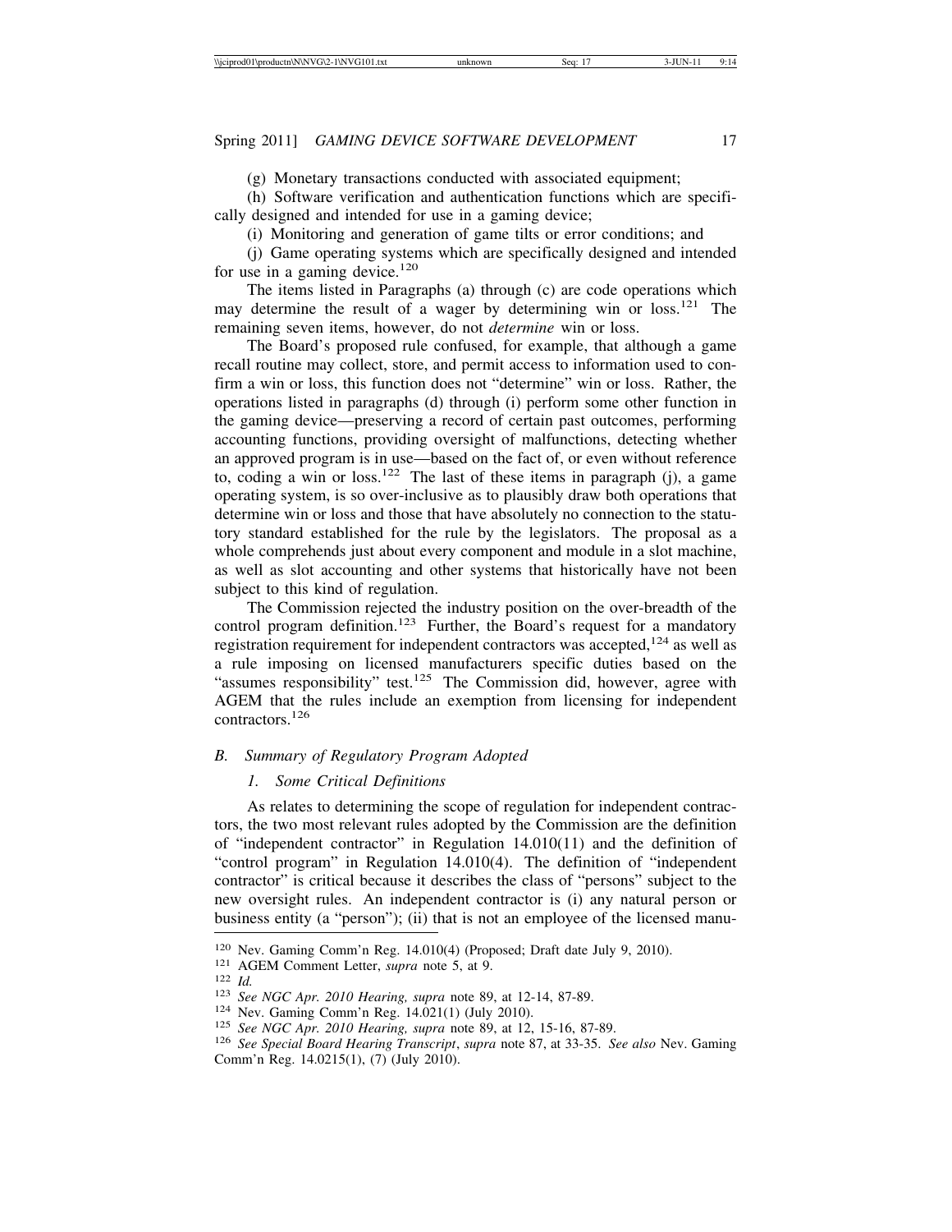(g) Monetary transactions conducted with associated equipment;

(h) Software verification and authentication functions which are specifically designed and intended for use in a gaming device;

(i) Monitoring and generation of game tilts or error conditions; and

(j) Game operating systems which are specifically designed and intended for use in a gaming device.[120]

The items listed in Paragraphs (a) through (c) are code operations which may determine the result of a wager by determining win or loss.[121] The remaining seven items, however, do not *determine* win or loss.

The Board's proposed rule confused, for example, that although a game recall routine may collect, store, and permit access to information used to confirm a win or loss, this function does not "determine" win or loss. Rather, the operations listed in paragraphs (d) through (i) perform some other function in the gaming device—preserving a record of certain past outcomes, performing accounting functions, providing oversight of malfunctions, detecting whether an approved program is in use—based on the fact of, or even without reference to, coding a win or loss.[122] The last of these items in paragraph (j), a game operating system, is so over-inclusive as to plausibly draw both operations that determine win or loss and those that have absolutely no connection to the statutory standard established for the rule by the legislators. The proposal as a whole comprehends just about every component and module in a slot machine, as well as slot accounting and other systems that historically have not been subject to this kind of regulation.

The Commission rejected the industry position on the over-breadth of the control program definition.[123] Further, the Board's request for a mandatory registration requirement for independent contractors was accepted,[124] as well as a rule imposing on licensed manufacturers specific duties based on the "assumes responsibility" test.[125] The Commission did, however, agree with AGEM that the rules include an exemption from licensing for independent contractors.[126]

## B. *Summary of Regulatory Program Adopted*

### 1. *Some Critical Definitions*

As relates to determining the scope of regulation for independent contractors, the two most relevant rules adopted by the Commission are the definition of "independent contractor" in Regulation 14.010(11) and the definition of "control program" in Regulation 14.010(4). The definition of "independent contractor" is critical because it describes the class of "persons" subject to the new oversight rules. An independent contractor is (i) any natural person or business entity (a "person"); (ii) that is not an employee of the licensed manu-

---

[120] Nev. Gaming Comm'n Reg. 14.010(4) (Proposed; Draft date July 9, 2010).

[121] AGEM Comment Letter, *supra* note 5, at 9.

[122] *Id.*

[123] *See NGC Apr. 2010 Hearing, supra* note 89, at 12-14, 87-89.

[124] Nev. Gaming Comm'n Reg. 14.021(1) (July 2010).

[125] *See NGC Apr. 2010 Hearing, supra* note 89, at 12, 15-16, 87-89.

[126] *See Special Board Hearing Transcript*, *supra* note 87, at 33-35. *See also* Nev. Gaming Comm'n Reg. 14.0215(1), (7) (July 2010).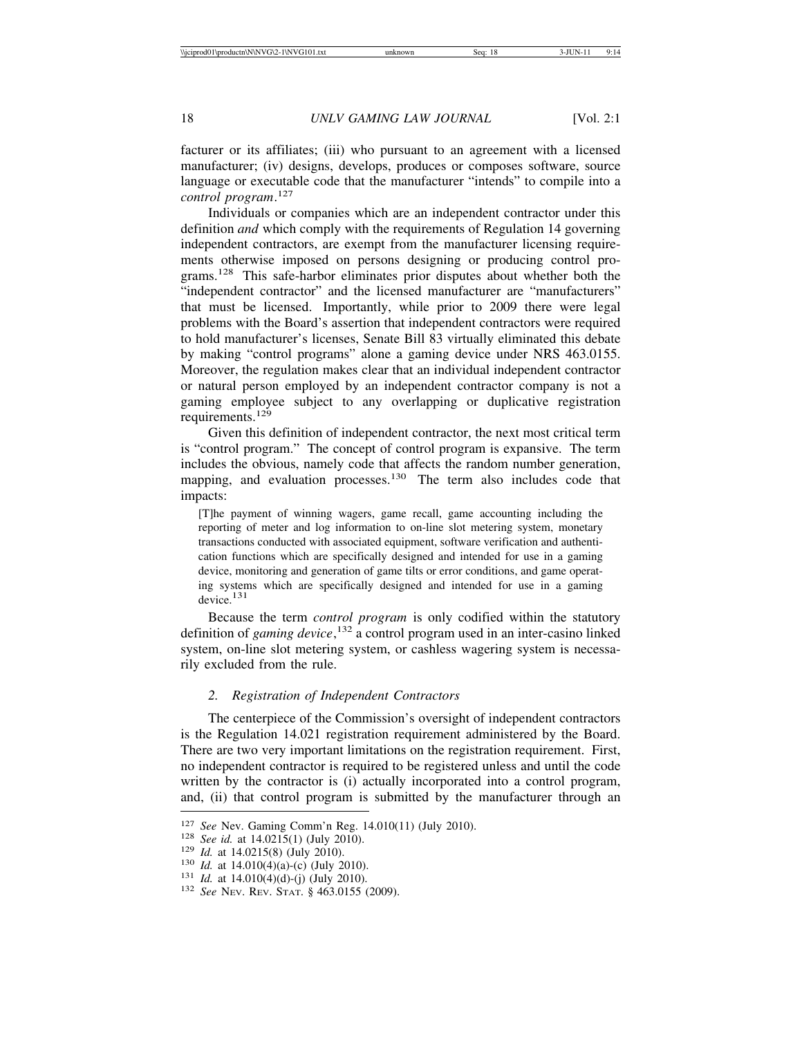facturer or its affiliates; (iii) who pursuant to an agreement with a licensed manufacturer; (iv) designs, develops, produces or composes software, source language or executable code that the manufacturer "intends" to compile into a *control program*.[127]

Individuals or companies which are an independent contractor under this definition *and* which comply with the requirements of Regulation 14 governing independent contractors, are exempt from the manufacturer licensing requirements otherwise imposed on persons designing or producing control programs.[128] This safe-harbor eliminates prior disputes about whether both the "independent contractor" and the licensed manufacturer are "manufacturers" that must be licensed. Importantly, while prior to 2009 there were legal problems with the Board's assertion that independent contractors were required to hold manufacturer's licenses, Senate Bill 83 virtually eliminated this debate by making "control programs" alone a gaming device under NRS 463.0155. Moreover, the regulation makes clear that an individual independent contractor or natural person employed by an independent contractor company is not a gaming employee subject to any overlapping or duplicative registration requirements.[129]

Given this definition of independent contractor, the next most critical term is "control program." The concept of control program is expansive. The term includes the obvious, namely code that affects the random number generation, mapping, and evaluation processes.[130] The term also includes code that impacts:

> [T]he payment of winning wagers, game recall, game accounting including the reporting of meter and log information to on-line slot metering system, monetary transactions conducted with associated equipment, software verification and authentication functions which are specifically designed and intended for use in a gaming device, monitoring and generation of game tilts or error conditions, and game operating systems which are specifically designed and intended for use in a gaming device.[131]

Because the term *control program* is only codified within the statutory definition of *gaming device*,[132] a control program used in an inter-casino linked system, on-line slot metering system, or cashless wagering system is necessarily excluded from the rule.

### *2. Registration of Independent Contractors*

The centerpiece of the Commission's oversight of independent contractors is the Regulation 14.021 registration requirement administered by the Board. There are two very important limitations on the registration requirement. First, no independent contractor is required to be registered unless and until the code written by the contractor is (i) actually incorporated into a control program, and, (ii) that control program is submitted by the manufacturer through an

---

[127] *See* Nev. Gaming Comm'n Reg. 14.010(11) (July 2010).
[128] *See id.* at 14.0215(1) (July 2010).
[129] *Id.* at 14.0215(8) (July 2010).
[130] *Id.* at 14.010(4)(a)-(c) (July 2010).
[131] *Id.* at 14.010(4)(d)-(j) (July 2010).
[132] *See* NEV. REV. STAT. § 463.0155 (2009).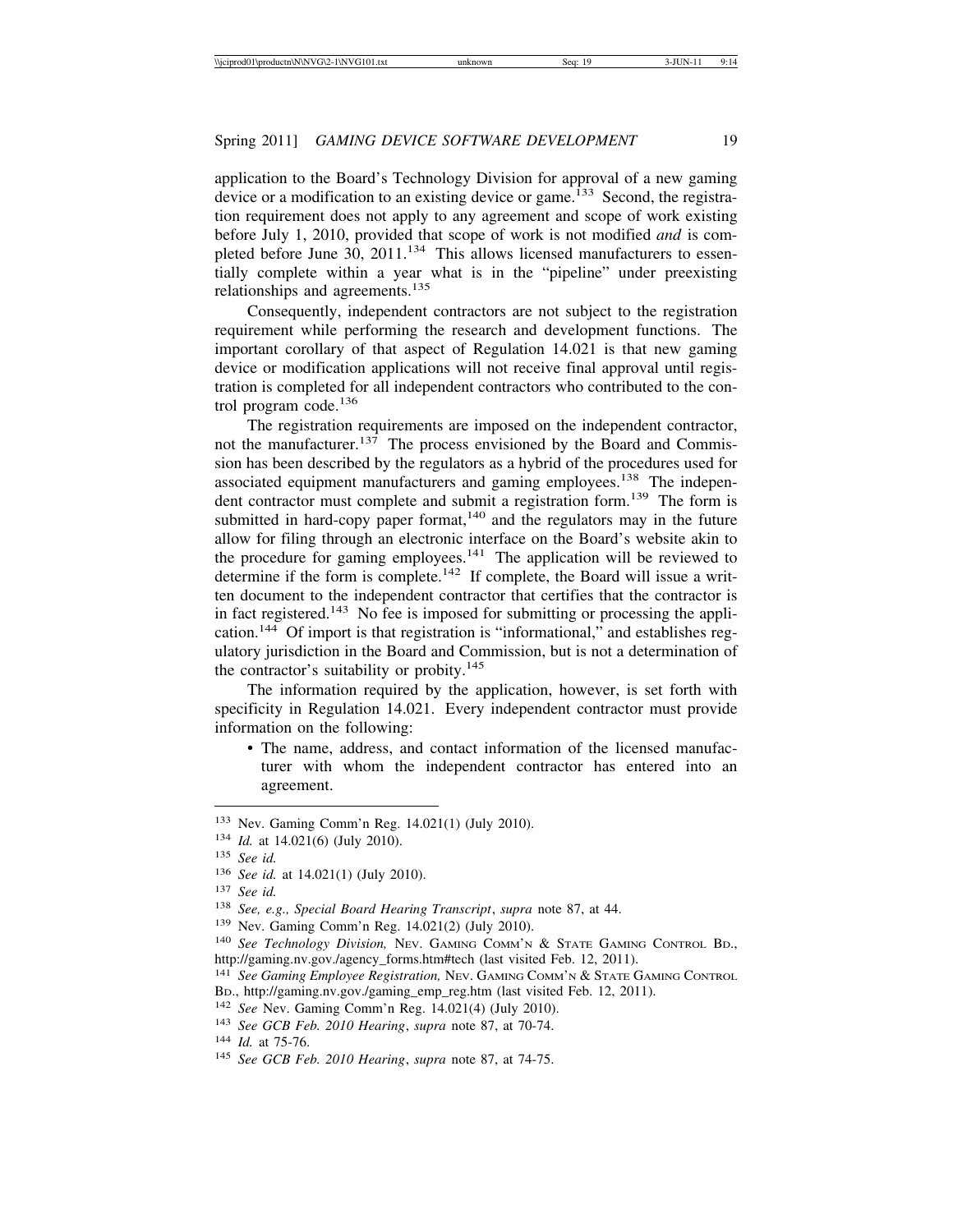application to the Board's Technology Division for approval of a new gaming device or a modification to an existing device or game.[133] Second, the registration requirement does not apply to any agreement and scope of work existing before July 1, 2010, provided that scope of work is not modified *and* is completed before June 30, 2011.[134] This allows licensed manufacturers to essentially complete within a year what is in the "pipeline" under preexisting relationships and agreements.[135]

Consequently, independent contractors are not subject to the registration requirement while performing the research and development functions. The important corollary of that aspect of Regulation 14.021 is that new gaming device or modification applications will not receive final approval until registration is completed for all independent contractors who contributed to the control program code.[136]

The registration requirements are imposed on the independent contractor, not the manufacturer.[137] The process envisioned by the Board and Commission has been described by the regulators as a hybrid of the procedures used for associated equipment manufacturers and gaming employees.[138] The independent contractor must complete and submit a registration form.[139] The form is submitted in hard-copy paper format,[140] and the regulators may in the future allow for filing through an electronic interface on the Board's website akin to the procedure for gaming employees.[141] The application will be reviewed to determine if the form is complete.[142] If complete, the Board will issue a written document to the independent contractor that certifies that the contractor is in fact registered.[143] No fee is imposed for submitting or processing the application.[144] Of import is that registration is "informational," and establishes regulatory jurisdiction in the Board and Commission, but is not a determination of the contractor's suitability or probity.[145]

The information required by the application, however, is set forth with specificity in Regulation 14.021. Every independent contractor must provide information on the following:

- The name, address, and contact information of the licensed manufacturer with whom the independent contractor has entered into an agreement.

---

133 Nev. Gaming Comm'n Reg. 14.021(1) (July 2010).
134 *Id.* at 14.021(6) (July 2010).
135 *See id.*
136 *See id.* at 14.021(1) (July 2010).
137 *See id.*
138 *See, e.g., Special Board Hearing Transcript*, *supra* note 87, at 44.
139 Nev. Gaming Comm'n Reg. 14.021(2) (July 2010).
140 *See Technology Division,* Nev. Gaming Comm'n & State Gaming Control Bd., http://gaming.nv.gov./agency_forms.htm#tech (last visited Feb. 12, 2011).
141 *See Gaming Employee Registration,* Nev. Gaming Comm'n & State Gaming Control Bd., http://gaming.nv.gov./gaming_emp_reg.htm (last visited Feb. 12, 2011).
142 *See* Nev. Gaming Comm'n Reg. 14.021(4) (July 2010).
143 *See GCB Feb. 2010 Hearing*, *supra* note 87, at 70-74.
144 *Id.* at 75-76.
145 *See GCB Feb. 2010 Hearing*, *supra* note 87, at 74-75.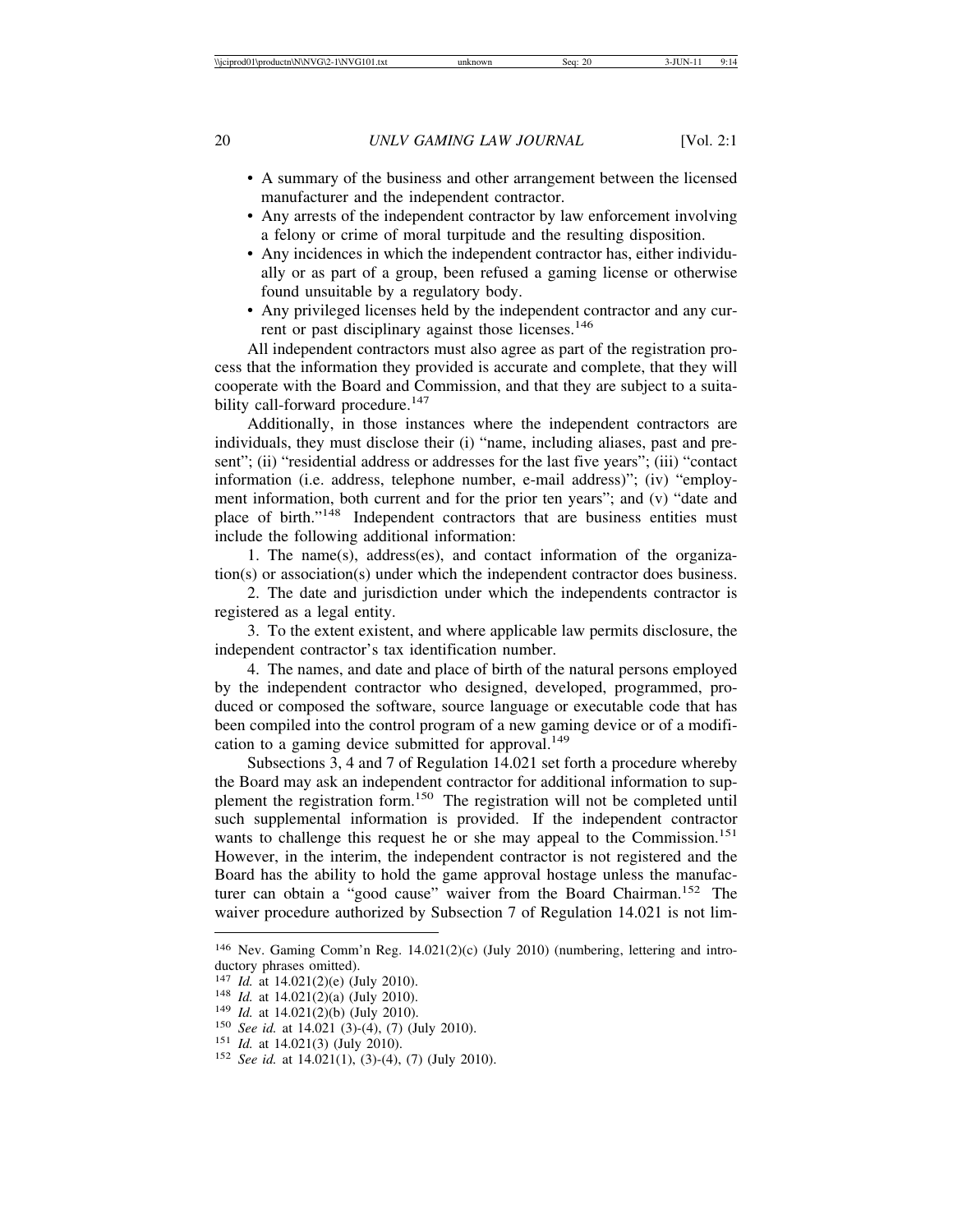- A summary of the business and other arrangement between the licensed manufacturer and the independent contractor.
- Any arrests of the independent contractor by law enforcement involving a felony or crime of moral turpitude and the resulting disposition.
- Any incidences in which the independent contractor has, either individually or as part of a group, been refused a gaming license or otherwise found unsuitable by a regulatory body.
- Any privileged licenses held by the independent contractor and any current or past disciplinary against those licenses.[146]

All independent contractors must also agree as part of the registration process that the information they provided is accurate and complete, that they will cooperate with the Board and Commission, and that they are subject to a suitability call-forward procedure.[147]

Additionally, in those instances where the independent contractors are individuals, they must disclose their (i) "name, including aliases, past and present"; (ii) "residential address or addresses for the last five years"; (iii) "contact information (i.e. address, telephone number, e-mail address)"; (iv) "employment information, both current and for the prior ten years"; and (v) "date and place of birth."[148] Independent contractors that are business entities must include the following additional information:

1. The name(s), address(es), and contact information of the organization(s) or association(s) under which the independent contractor does business.

2. The date and jurisdiction under which the independents contractor is registered as a legal entity.

3. To the extent existent, and where applicable law permits disclosure, the independent contractor's tax identification number.

4. The names, and date and place of birth of the natural persons employed by the independent contractor who designed, developed, programmed, produced or composed the software, source language or executable code that has been compiled into the control program of a new gaming device or of a modification to a gaming device submitted for approval.[149]

Subsections 3, 4 and 7 of Regulation 14.021 set forth a procedure whereby the Board may ask an independent contractor for additional information to supplement the registration form.[150] The registration will not be completed until such supplemental information is provided. If the independent contractor wants to challenge this request he or she may appeal to the Commission.[151] However, in the interim, the independent contractor is not registered and the Board has the ability to hold the game approval hostage unless the manufacturer can obtain a "good cause" waiver from the Board Chairman.[152] The waiver procedure authorized by Subsection 7 of Regulation 14.021 is not lim-

---

[146] Nev. Gaming Comm'n Reg. 14.021(2)(c) (July 2010) (numbering, lettering and introductory phrases omitted).

[147] *Id.* at 14.021(2)(e) (July 2010).

[148] *Id.* at 14.021(2)(a) (July 2010).

[149] *Id.* at 14.021(2)(b) (July 2010).

[150] *See id.* at 14.021 (3)-(4), (7) (July 2010).

[151] *Id.* at 14.021(3) (July 2010).

[152] *See id.* at 14.021(1), (3)-(4), (7) (July 2010).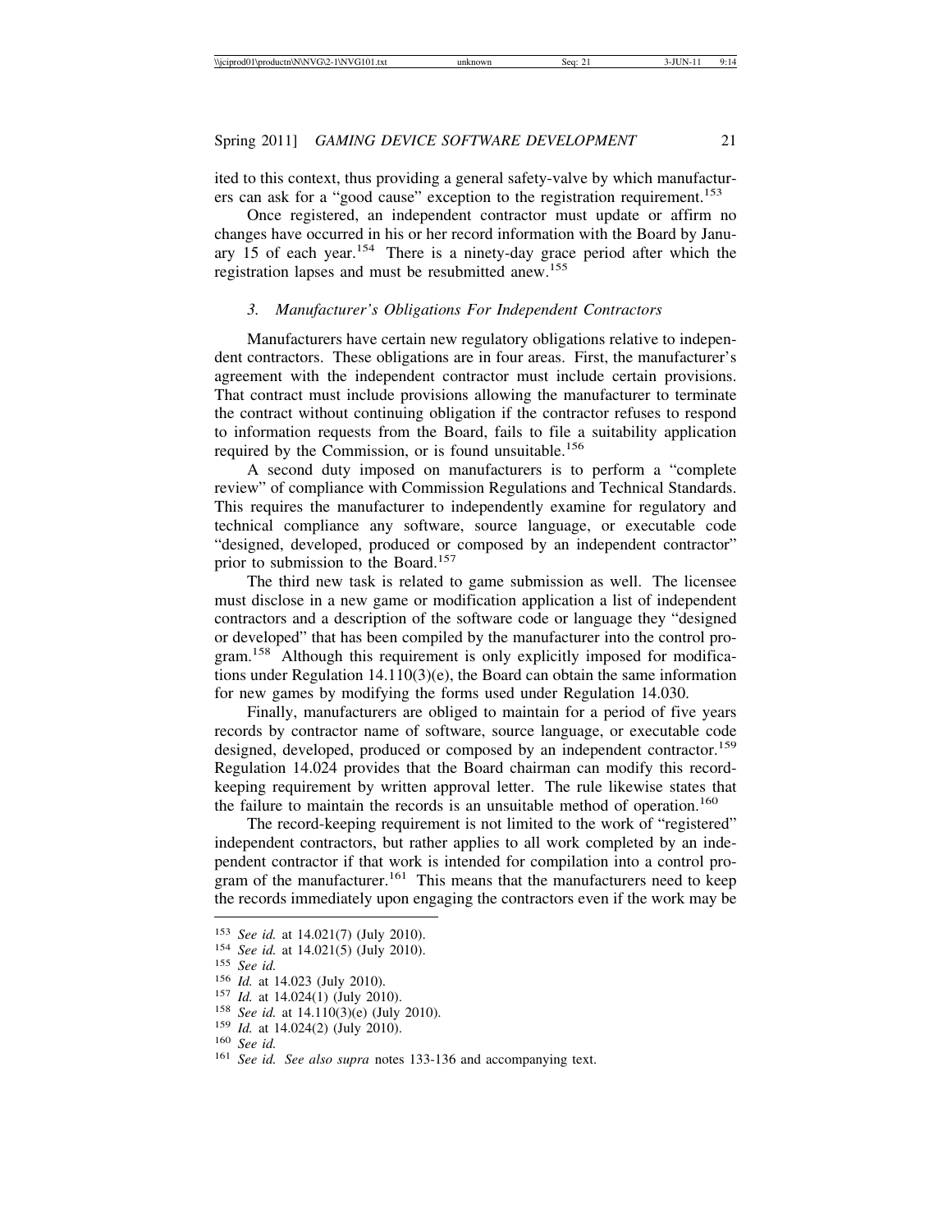ited to this context, thus providing a general safety-valve by which manufacturers can ask for a "good cause" exception to the registration requirement.[153]

Once registered, an independent contractor must update or affirm no changes have occurred in his or her record information with the Board by January 15 of each year.[154] There is a ninety-day grace period after which the registration lapses and must be resubmitted anew.[155]

### *3. Manufacturer's Obligations For Independent Contractors*

Manufacturers have certain new regulatory obligations relative to independent contractors. These obligations are in four areas. First, the manufacturer's agreement with the independent contractor must include certain provisions. That contract must include provisions allowing the manufacturer to terminate the contract without continuing obligation if the contractor refuses to respond to information requests from the Board, fails to file a suitability application required by the Commission, or is found unsuitable.[156]

A second duty imposed on manufacturers is to perform a "complete review" of compliance with Commission Regulations and Technical Standards. This requires the manufacturer to independently examine for regulatory and technical compliance any software, source language, or executable code "designed, developed, produced or composed by an independent contractor" prior to submission to the Board.[157]

The third new task is related to game submission as well. The licensee must disclose in a new game or modification application a list of independent contractors and a description of the software code or language they "designed or developed" that has been compiled by the manufacturer into the control program.[158] Although this requirement is only explicitly imposed for modifications under Regulation 14.110(3)(e), the Board can obtain the same information for new games by modifying the forms used under Regulation 14.030.

Finally, manufacturers are obliged to maintain for a period of five years records by contractor name of software, source language, or executable code designed, developed, produced or composed by an independent contractor.[159] Regulation 14.024 provides that the Board chairman can modify this record-keeping requirement by written approval letter. The rule likewise states that the failure to maintain the records is an unsuitable method of operation.[160]

The record-keeping requirement is not limited to the work of "registered" independent contractors, but rather applies to all work completed by an independent contractor if that work is intended for compilation into a control program of the manufacturer.[161] This means that the manufacturers need to keep the records immediately upon engaging the contractors even if the work may be

---

[153] *See id.* at 14.021(7) (July 2010).
[154] *See id.* at 14.021(5) (July 2010).
[155] *See id.*
[156] *Id.* at 14.023 (July 2010).
[157] *Id.* at 14.024(1) (July 2010).
[158] *See id.* at 14.110(3)(e) (July 2010).
[159] *Id.* at 14.024(2) (July 2010).
[160] *See id.*
[161] *See id. See also supra* notes 133-136 and accompanying text.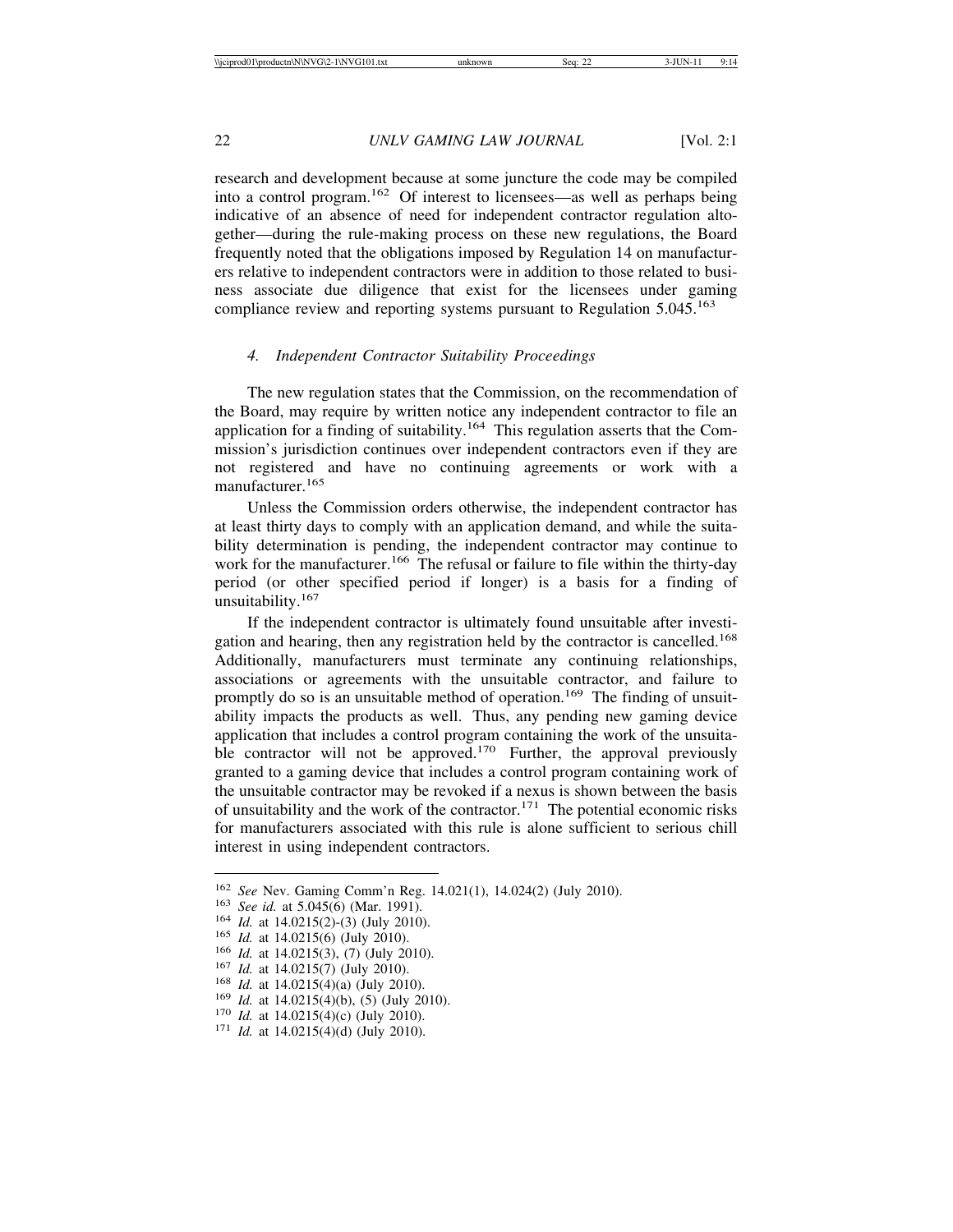research and development because at some juncture the code may be compiled into a control program.[162] Of interest to licensees—as well as perhaps being indicative of an absence of need for independent contractor regulation altogether—during the rule-making process on these new regulations, the Board frequently noted that the obligations imposed by Regulation 14 on manufacturers relative to independent contractors were in addition to those related to business associate due diligence that exist for the licensees under gaming compliance review and reporting systems pursuant to Regulation 5.045.[163]

#### 4. *Independent Contractor Suitability Proceedings*

The new regulation states that the Commission, on the recommendation of the Board, may require by written notice any independent contractor to file an application for a finding of suitability.[164] This regulation asserts that the Commission's jurisdiction continues over independent contractors even if they are not registered and have no continuing agreements or work with a manufacturer.[165]

Unless the Commission orders otherwise, the independent contractor has at least thirty days to comply with an application demand, and while the suitability determination is pending, the independent contractor may continue to work for the manufacturer.[166] The refusal or failure to file within the thirty-day period (or other specified period if longer) is a basis for a finding of unsuitability.[167]

If the independent contractor is ultimately found unsuitable after investigation and hearing, then any registration held by the contractor is cancelled.[168] Additionally, manufacturers must terminate any continuing relationships, associations or agreements with the unsuitable contractor, and failure to promptly do so is an unsuitable method of operation.[169] The finding of unsuitability impacts the products as well. Thus, any pending new gaming device application that includes a control program containing the work of the unsuitable contractor will not be approved.[170] Further, the approval previously granted to a gaming device that includes a control program containing work of the unsuitable contractor may be revoked if a nexus is shown between the basis of unsuitability and the work of the contractor.[171] The potential economic risks for manufacturers associated with this rule is alone sufficient to serious chill interest in using independent contractors.

---

[162] *See* Nev. Gaming Comm'n Reg. 14.021(1), 14.024(2) (July 2010).
[163] *See id.* at 5.045(6) (Mar. 1991).
[164] *Id.* at 14.0215(2)-(3) (July 2010).
[165] *Id.* at 14.0215(6) (July 2010).
[166] *Id.* at 14.0215(3), (7) (July 2010).
[167] *Id.* at 14.0215(7) (July 2010).
[168] *Id.* at 14.0215(4)(a) (July 2010).
[169] *Id.* at 14.0215(4)(b), (5) (July 2010).
[170] *Id.* at 14.0215(4)(c) (July 2010).
[171] *Id.* at 14.0215(4)(d) (July 2010).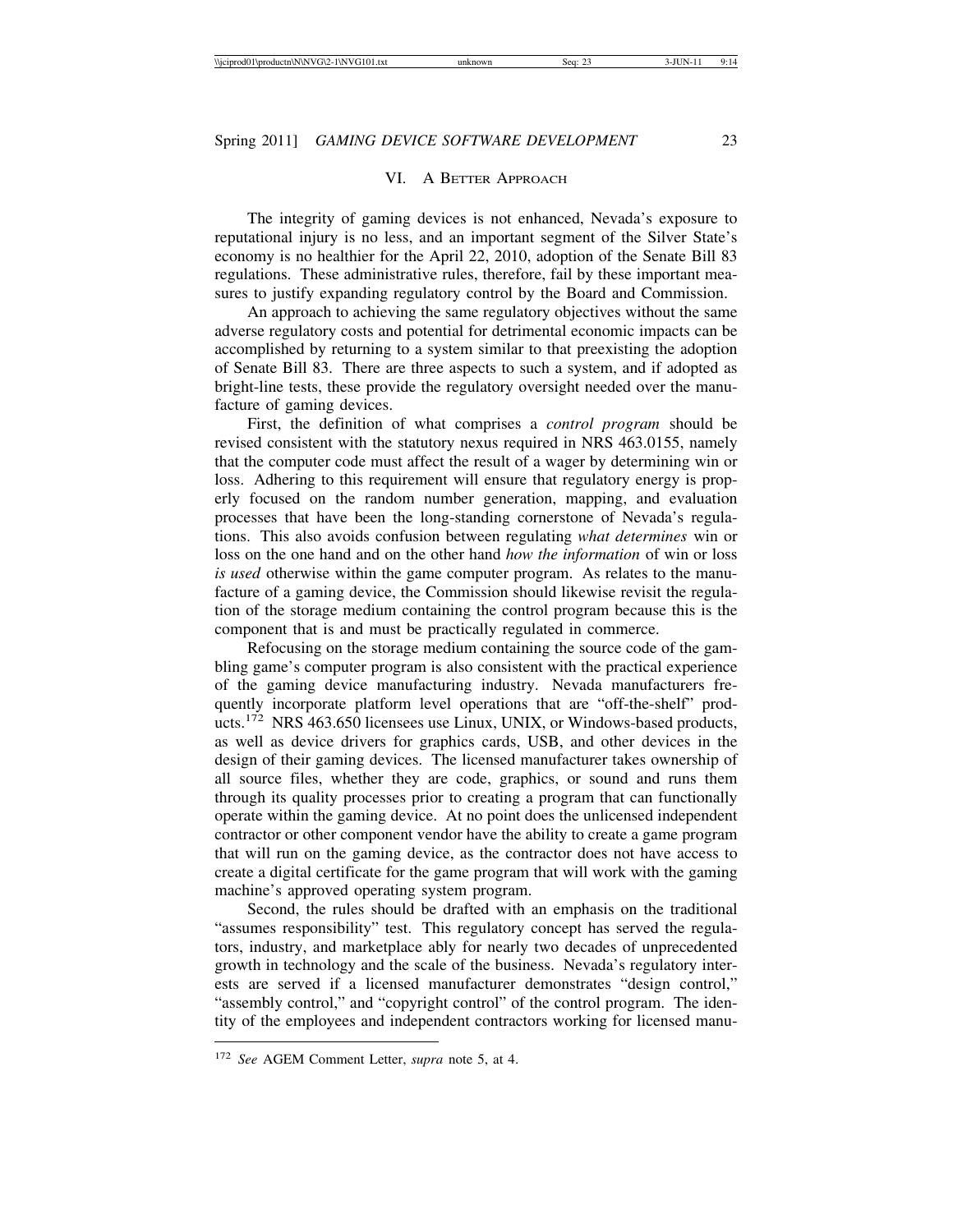## VI. A Better Approach

The integrity of gaming devices is not enhanced, Nevada's exposure to reputational injury is no less, and an important segment of the Silver State's economy is no healthier for the April 22, 2010, adoption of the Senate Bill 83 regulations. These administrative rules, therefore, fail by these important measures to justify expanding regulatory control by the Board and Commission.

An approach to achieving the same regulatory objectives without the same adverse regulatory costs and potential for detrimental economic impacts can be accomplished by returning to a system similar to that preexisting the adoption of Senate Bill 83. There are three aspects to such a system, and if adopted as bright-line tests, these provide the regulatory oversight needed over the manufacture of gaming devices.

First, the definition of what comprises a *control program* should be revised consistent with the statutory nexus required in NRS 463.0155, namely that the computer code must affect the result of a wager by determining win or loss. Adhering to this requirement will ensure that regulatory energy is properly focused on the random number generation, mapping, and evaluation processes that have been the long-standing cornerstone of Nevada's regulations. This also avoids confusion between regulating *what determines* win or loss on the one hand and on the other hand *how the information* of win or loss *is used* otherwise within the game computer program. As relates to the manufacture of a gaming device, the Commission should likewise revisit the regulation of the storage medium containing the control program because this is the component that is and must be practically regulated in commerce.

Refocusing on the storage medium containing the source code of the gambling game's computer program is also consistent with the practical experience of the gaming device manufacturing industry. Nevada manufacturers frequently incorporate platform level operations that are "off-the-shelf" products.[172] NRS 463.650 licensees use Linux, UNIX, or Windows-based products, as well as device drivers for graphics cards, USB, and other devices in the design of their gaming devices. The licensed manufacturer takes ownership of all source files, whether they are code, graphics, or sound and runs them through its quality processes prior to creating a program that can functionally operate within the gaming device. At no point does the unlicensed independent contractor or other component vendor have the ability to create a game program that will run on the gaming device, as the contractor does not have access to create a digital certificate for the game program that will work with the gaming machine's approved operating system program.

Second, the rules should be drafted with an emphasis on the traditional "assumes responsibility" test. This regulatory concept has served the regulators, industry, and marketplace ably for nearly two decades of unprecedented growth in technology and the scale of the business. Nevada's regulatory interests are served if a licensed manufacturer demonstrates "design control," "assembly control," and "copyright control" of the control program. The identity of the employees and independent contractors working for licensed manu-

---

[172] *See* AGEM Comment Letter, *supra* note 5, at 4.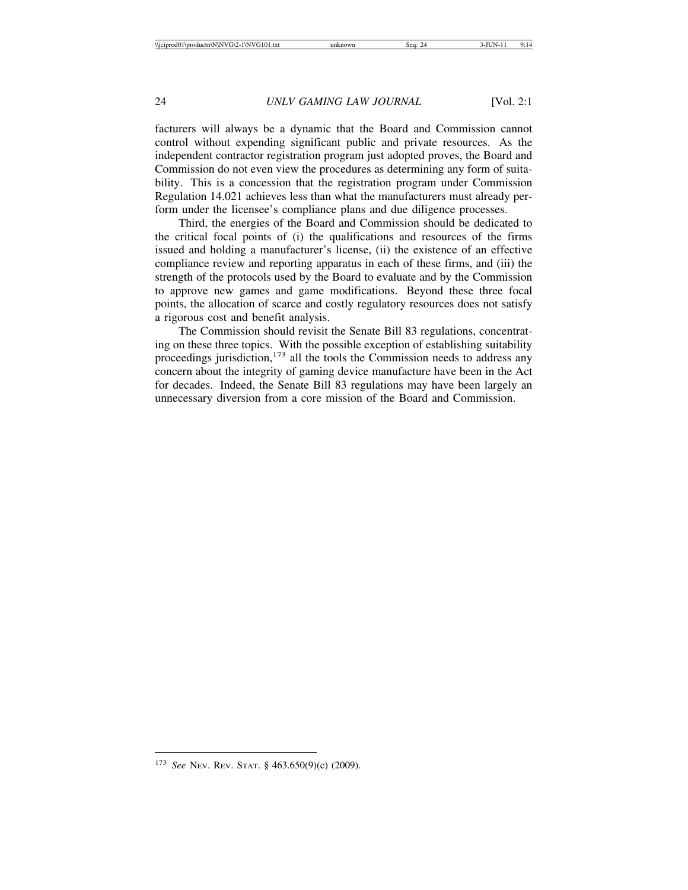facturers will always be a dynamic that the Board and Commission cannot control without expending significant public and private resources. As the independent contractor registration program just adopted proves, the Board and Commission do not even view the procedures as determining any form of suitability. This is a concession that the registration program under Commission Regulation 14.021 achieves less than what the manufacturers must already perform under the licensee's compliance plans and due diligence processes.

Third, the energies of the Board and Commission should be dedicated to the critical focal points of (i) the qualifications and resources of the firms issued and holding a manufacturer's license, (ii) the existence of an effective compliance review and reporting apparatus in each of these firms, and (iii) the strength of the protocols used by the Board to evaluate and by the Commission to approve new games and game modifications. Beyond these three focal points, the allocation of scarce and costly regulatory resources does not satisfy a rigorous cost and benefit analysis.

The Commission should revisit the Senate Bill 83 regulations, concentrating on these three topics. With the possible exception of establishing suitability proceedings jurisdiction,[173] all the tools the Commission needs to address any concern about the integrity of gaming device manufacture have been in the Act for decades. Indeed, the Senate Bill 83 regulations may have been largely an unnecessary diversion from a core mission of the Board and Commission.

---

[173] *See* Nev. Rev. Stat. § 463.650(9)(c) (2009).